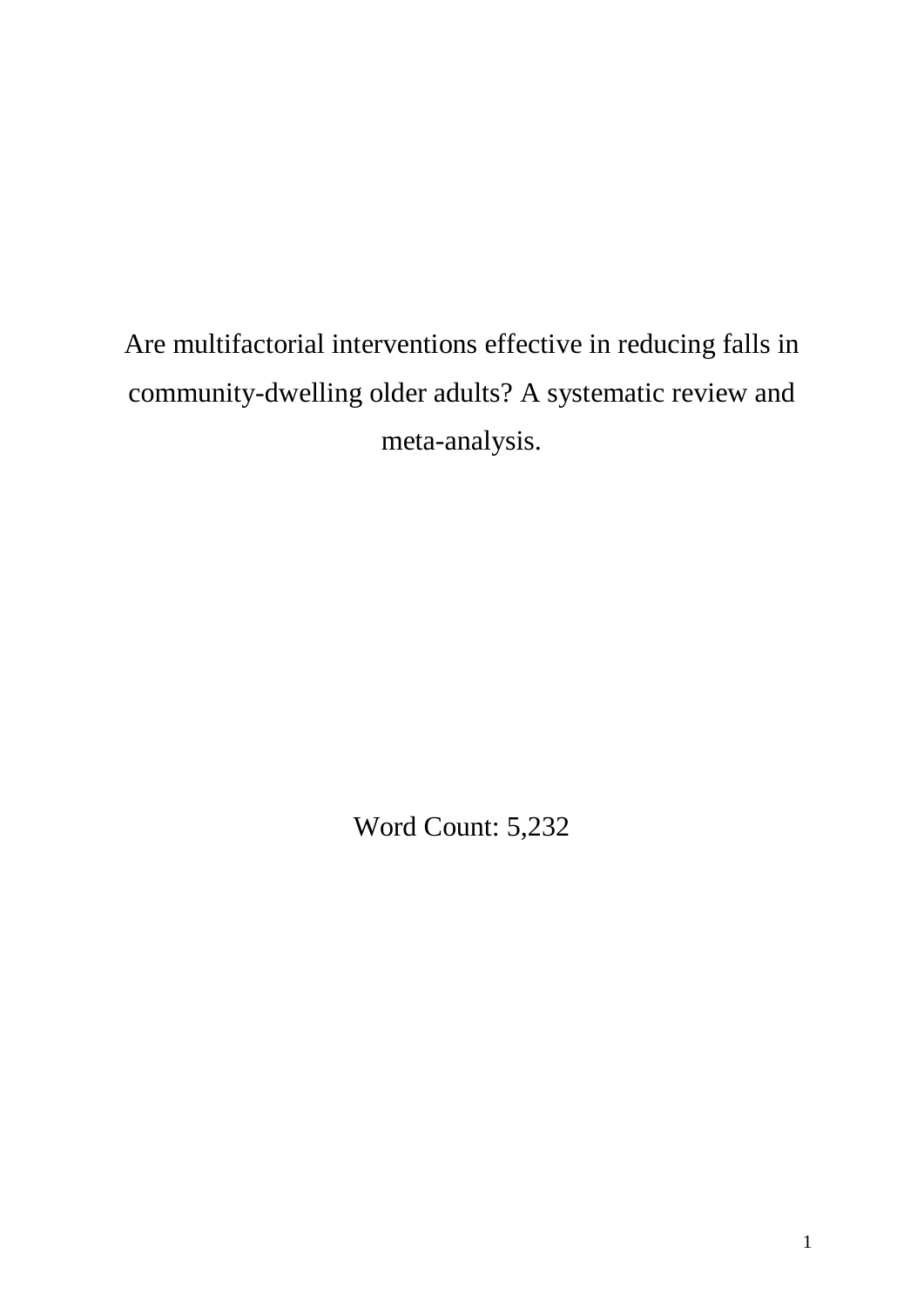# Are multifactorial interventions effective in reducing falls in community-dwelling older adults? A systematic review and meta-analysis.

Word Count: 5,232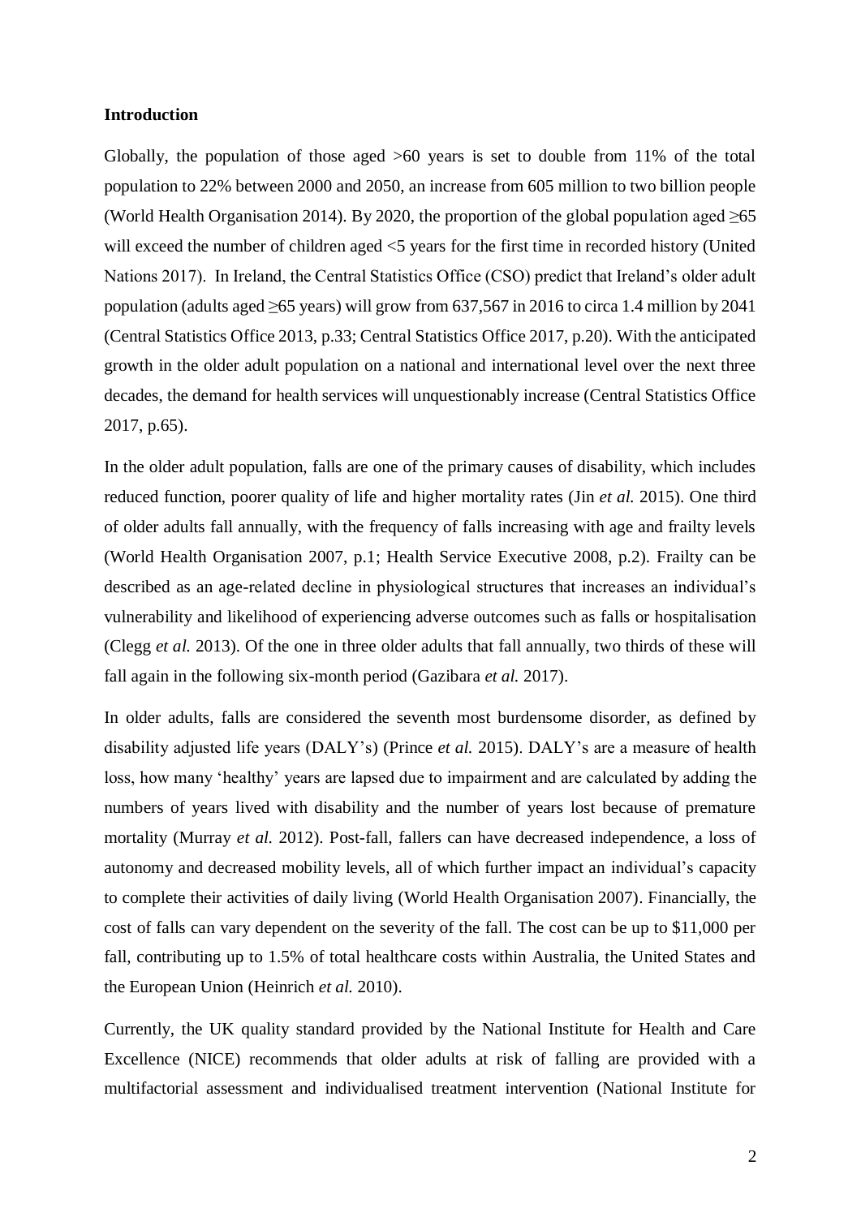**Introduction**

Globally, the population of those aged >60 years is set to double from 11% of the total population to 22% between 2000 and 2050, an increase from 605 million to two billion people (World Health Organisation 2014). By 2020, the proportion of the global population aged ≥65 will exceed the number of children aged <5 years for the first time in recorded history (United Nations 2017). In Ireland, the Central Statistics Office (CSO) predict that Ireland's older adult population (adults aged ≥65 years) will grow from 637,567 in 2016 to circa 1.4 million by 2041 (Central Statistics Office 2013, p.33; Central Statistics Office 2017, p.20). With the anticipated growth in the older adult population on a national and international level over the next three decades, the demand for health services will unquestionably increase (Central Statistics Office 2017, p.65).

In the older adult population, falls are one of the primary causes of disability, which includes reduced function, poorer quality of life and higher mortality rates (Jin *et al.* 2015). One third of older adults fall annually, with the frequency of falls increasing with age and frailty levels (World Health Organisation 2007, p.1; Health Service Executive 2008, p.2). Frailty can be described as an age-related decline in physiological structures that increases an individual's vulnerability and likelihood of experiencing adverse outcomes such as falls or hospitalisation (Clegg *et al.* 2013). Of the one in three older adults that fall annually, two thirds of these will fall again in the following six-month period (Gazibara *et al.* 2017).

In older adults, falls are considered the seventh most burdensome disorder, as defined by disability adjusted life years (DALY's) (Prince *et al.* 2015). DALY's are a measure of health loss, how many 'healthy' years are lapsed due to impairment and are calculated by adding the numbers of years lived with disability and the number of years lost because of premature mortality (Murray *et al.* 2012). Post-fall, fallers can have decreased independence, a loss of autonomy and decreased mobility levels, all of which further impact an individual's capacity to complete their activities of daily living (World Health Organisation 2007). Financially, the cost of falls can vary dependent on the severity of the fall. The cost can be up to $11,000 per fall, contributing up to 1.5% of total healthcare costs within Australia, the United States and the European Union (Heinrich *et al.* 2010).

Currently, the UK quality standard provided by the National Institute for Health and Care Excellence (NICE) recommends that older adults at risk of falling are provided with a multifactorial assessment and individualised treatment intervention (National Institute for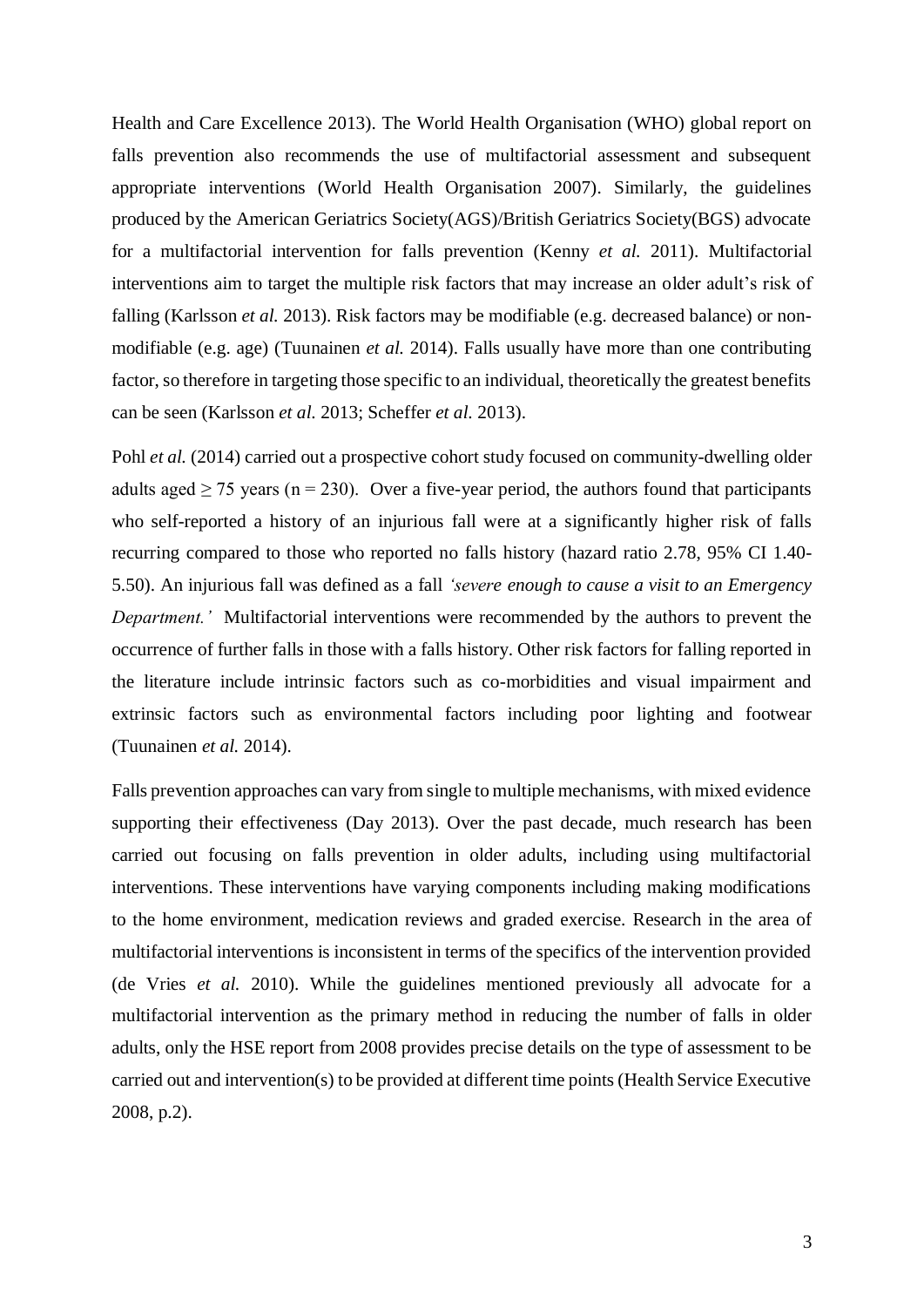Health and Care Excellence 2013). The World Health Organisation (WHO) global report on falls prevention also recommends the use of multifactorial assessment and subsequent appropriate interventions (World Health Organisation 2007). Similarly, the guidelines produced by the American Geriatrics Society(AGS)/British Geriatrics Society(BGS) advocate for a multifactorial intervention for falls prevention (Kenny *et al.* 2011). Multifactorial interventions aim to target the multiple risk factors that may increase an older adult's risk of falling (Karlsson *et al.* 2013). Risk factors may be modifiable (e.g. decreased balance) or non-modifiable (e.g. age) (Tuunainen *et al.* 2014). Falls usually have more than one contributing factor, so therefore in targeting those specific to an individual, theoretically the greatest benefits can be seen (Karlsson *et al.* 2013; Scheffer *et al.* 2013).

Pohl *et al.* (2014) carried out a prospective cohort study focused on community-dwelling older adults aged $\geq 75$ years ($n = 230$). Over a five-year period, the authors found that participants who self-reported a history of an injurious fall were at a significantly higher risk of falls recurring compared to those who reported no falls history (hazard ratio 2.78, 95% CI 1.40-5.50). An injurious fall was defined as a fall *'severe enough to cause a visit to an Emergency Department.'* Multifactorial interventions were recommended by the authors to prevent the occurrence of further falls in those with a falls history. Other risk factors for falling reported in the literature include intrinsic factors such as co-morbidities and visual impairment and extrinsic factors such as environmental factors including poor lighting and footwear (Tuunainen *et al.* 2014).

Falls prevention approaches can vary from single to multiple mechanisms, with mixed evidence supporting their effectiveness (Day 2013). Over the past decade, much research has been carried out focusing on falls prevention in older adults, including using multifactorial interventions. These interventions have varying components including making modifications to the home environment, medication reviews and graded exercise. Research in the area of multifactorial interventions is inconsistent in terms of the specifics of the intervention provided (de Vries *et al.* 2010). While the guidelines mentioned previously all advocate for a multifactorial intervention as the primary method in reducing the number of falls in older adults, only the HSE report from 2008 provides precise details on the type of assessment to be carried out and intervention(s) to be provided at different time points (Health Service Executive 2008, p.2).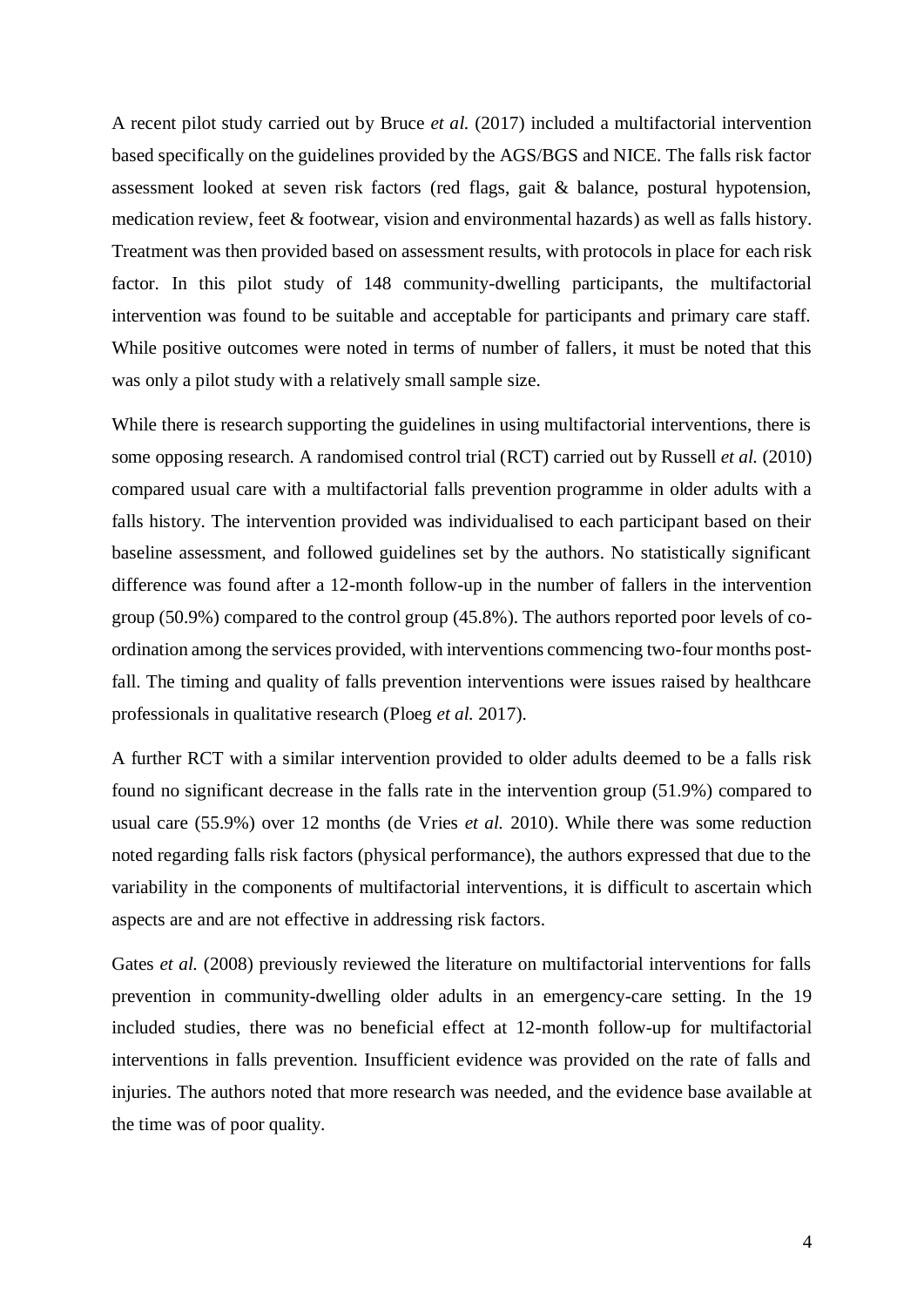A recent pilot study carried out by Bruce *et al.* (2017) included a multifactorial intervention based specifically on the guidelines provided by the AGS/BGS and NICE. The falls risk factor assessment looked at seven risk factors (red flags, gait & balance, postural hypotension, medication review, feet & footwear, vision and environmental hazards) as well as falls history. Treatment was then provided based on assessment results, with protocols in place for each risk factor. In this pilot study of 148 community-dwelling participants, the multifactorial intervention was found to be suitable and acceptable for participants and primary care staff. While positive outcomes were noted in terms of number of fallers, it must be noted that this was only a pilot study with a relatively small sample size.

While there is research supporting the guidelines in using multifactorial interventions, there is some opposing research. A randomised control trial (RCT) carried out by Russell *et al.* (2010) compared usual care with a multifactorial falls prevention programme in older adults with a falls history. The intervention provided was individualised to each participant based on their baseline assessment, and followed guidelines set by the authors. No statistically significant difference was found after a 12-month follow-up in the number of fallers in the intervention group (50.9%) compared to the control group (45.8%). The authors reported poor levels of co-ordination among the services provided, with interventions commencing two-four months post-fall. The timing and quality of falls prevention interventions were issues raised by healthcare professionals in qualitative research (Ploeg *et al.* 2017).

A further RCT with a similar intervention provided to older adults deemed to be a falls risk found no significant decrease in the falls rate in the intervention group (51.9%) compared to usual care (55.9%) over 12 months (de Vries *et al.* 2010). While there was some reduction noted regarding falls risk factors (physical performance), the authors expressed that due to the variability in the components of multifactorial interventions, it is difficult to ascertain which aspects are and are not effective in addressing risk factors.

Gates *et al.* (2008) previously reviewed the literature on multifactorial interventions for falls prevention in community-dwelling older adults in an emergency-care setting. In the 19 included studies, there was no beneficial effect at 12-month follow-up for multifactorial interventions in falls prevention. Insufficient evidence was provided on the rate of falls and injuries. The authors noted that more research was needed, and the evidence base available at the time was of poor quality.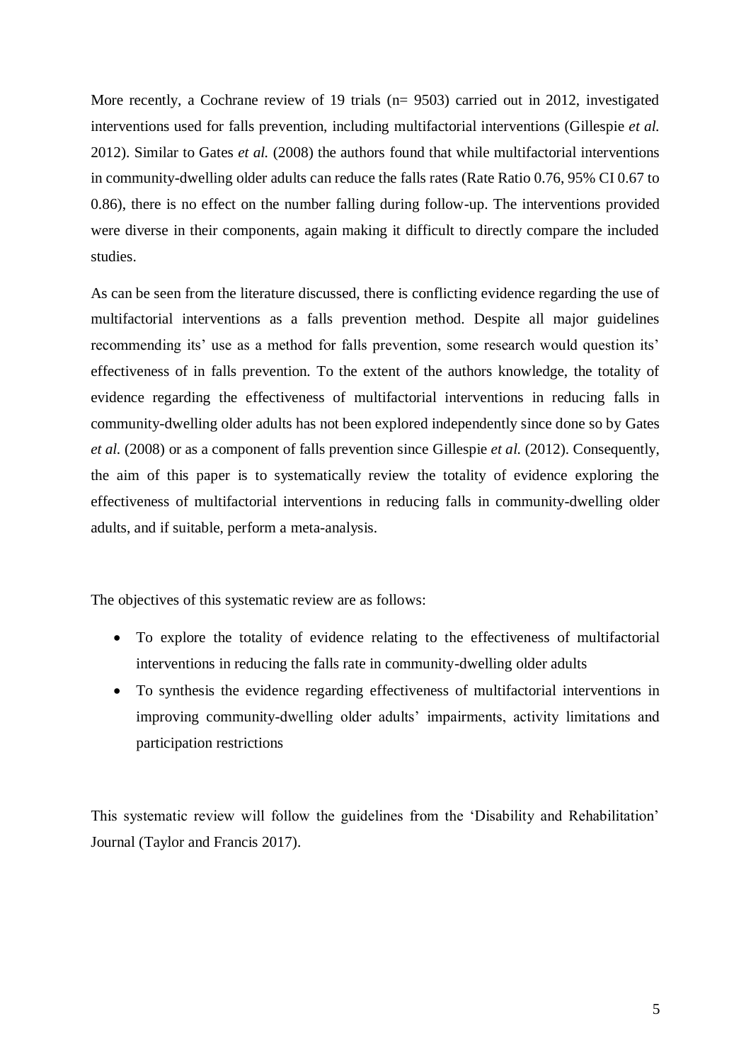More recently, a Cochrane review of 19 trials (n= 9503) carried out in 2012, investigated interventions used for falls prevention, including multifactorial interventions (Gillespie *et al.* 2012). Similar to Gates *et al.* (2008) the authors found that while multifactorial interventions in community-dwelling older adults can reduce the falls rates (Rate Ratio 0.76, 95% CI 0.67 to 0.86), there is no effect on the number falling during follow-up. The interventions provided were diverse in their components, again making it difficult to directly compare the included studies.

As can be seen from the literature discussed, there is conflicting evidence regarding the use of multifactorial interventions as a falls prevention method. Despite all major guidelines recommending its' use as a method for falls prevention, some research would question its' effectiveness of in falls prevention. To the extent of the authors knowledge, the totality of evidence regarding the effectiveness of multifactorial interventions in reducing falls in community-dwelling older adults has not been explored independently since done so by Gates *et al.* (2008) or as a component of falls prevention since Gillespie *et al.* (2012). Consequently, the aim of this paper is to systematically review the totality of evidence exploring the effectiveness of multifactorial interventions in reducing falls in community-dwelling older adults, and if suitable, perform a meta-analysis.

The objectives of this systematic review are as follows:

- To explore the totality of evidence relating to the effectiveness of multifactorial interventions in reducing the falls rate in community-dwelling older adults
- To synthesis the evidence regarding effectiveness of multifactorial interventions in improving community-dwelling older adults' impairments, activity limitations and participation restrictions

This systematic review will follow the guidelines from the 'Disability and Rehabilitation' Journal (Taylor and Francis 2017).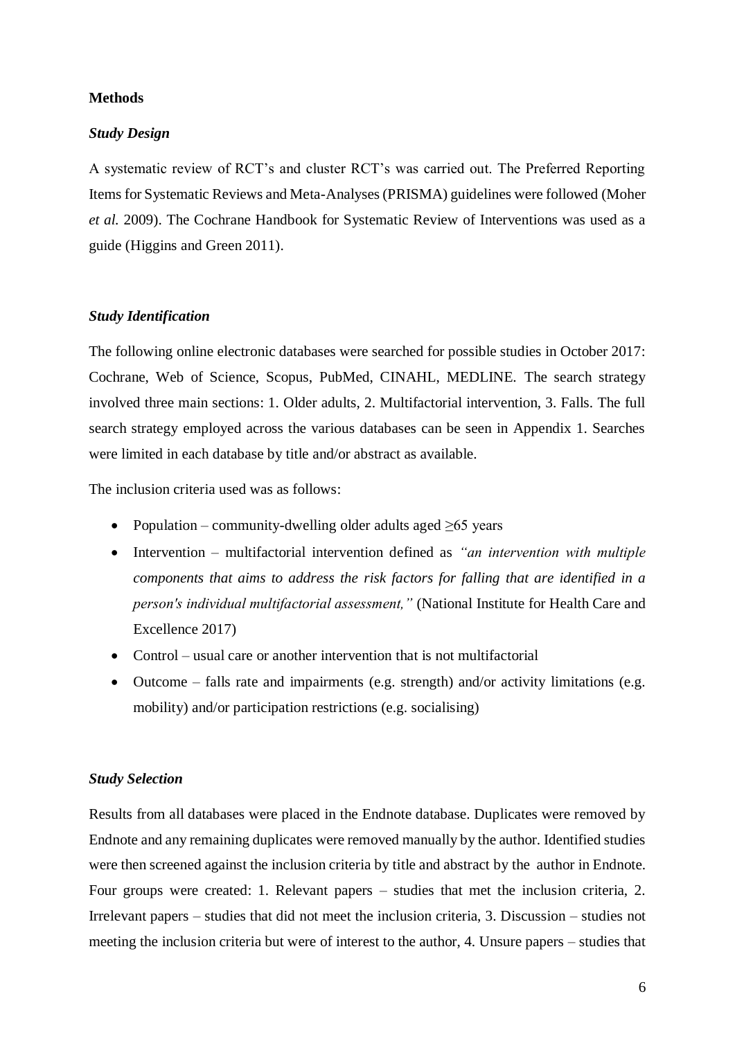## Methods

### *Study Design*

A systematic review of RCT's and cluster RCT's was carried out. The Preferred Reporting Items for Systematic Reviews and Meta-Analyses (PRISMA) guidelines were followed (Moher *et al.* 2009). The Cochrane Handbook for Systematic Review of Interventions was used as a guide (Higgins and Green 2011).

### *Study Identification*

The following online electronic databases were searched for possible studies in October 2017: Cochrane, Web of Science, Scopus, PubMed, CINAHL, MEDLINE. The search strategy involved three main sections: 1. Older adults, 2. Multifactorial intervention, 3. Falls. The full search strategy employed across the various databases can be seen in Appendix 1. Searches were limited in each database by title and/or abstract as available.

The inclusion criteria used was as follows:

- Population – community-dwelling older adults aged ≥65 years
- Intervention – multifactorial intervention defined as *"an intervention with multiple components that aims to address the risk factors for falling that are identified in a person's individual multifactorial assessment,"* (National Institute for Health Care and Excellence 2017)
- Control – usual care or another intervention that is not multifactorial
- Outcome – falls rate and impairments (e.g. strength) and/or activity limitations (e.g. mobility) and/or participation restrictions (e.g. socialising)

### *Study Selection*

Results from all databases were placed in the Endnote database. Duplicates were removed by Endnote and any remaining duplicates were removed manually by the author. Identified studies were then screened against the inclusion criteria by title and abstract by the author in Endnote. Four groups were created: 1. Relevant papers – studies that met the inclusion criteria, 2. Irrelevant papers – studies that did not meet the inclusion criteria, 3. Discussion – studies not meeting the inclusion criteria but were of interest to the author, 4. Unsure papers – studies that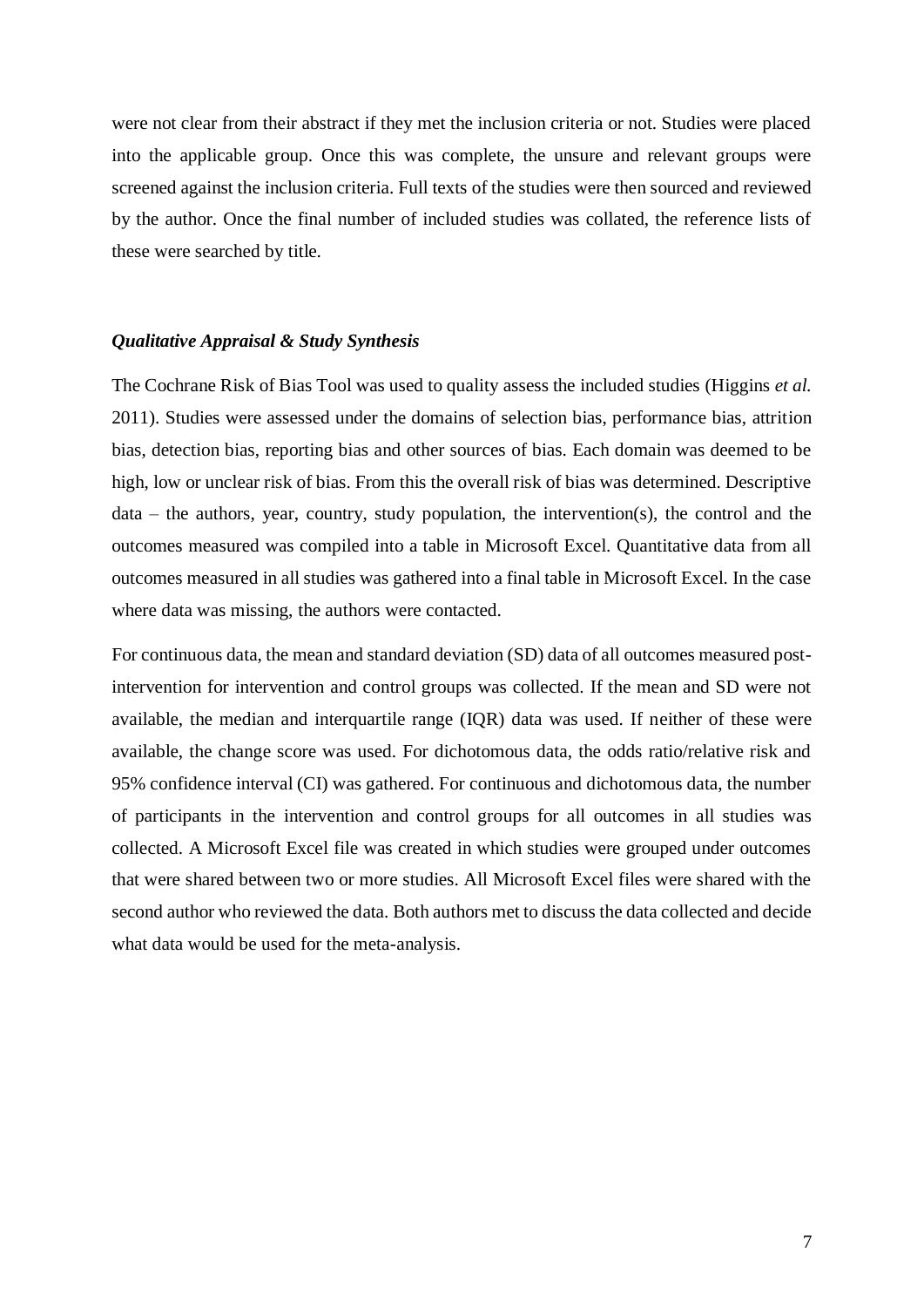were not clear from their abstract if they met the inclusion criteria or not. Studies were placed into the applicable group. Once this was complete, the unsure and relevant groups were screened against the inclusion criteria. Full texts of the studies were then sourced and reviewed by the author. Once the final number of included studies was collated, the reference lists of these were searched by title.

### *Qualitative Appraisal & Study Synthesis*

The Cochrane Risk of Bias Tool was used to quality assess the included studies (Higgins *et al.* 2011). Studies were assessed under the domains of selection bias, performance bias, attrition bias, detection bias, reporting bias and other sources of bias. Each domain was deemed to be high, low or unclear risk of bias. From this the overall risk of bias was determined. Descriptive data – the authors, year, country, study population, the intervention(s), the control and the outcomes measured was compiled into a table in Microsoft Excel. Quantitative data from all outcomes measured in all studies was gathered into a final table in Microsoft Excel. In the case where data was missing, the authors were contacted.

For continuous data, the mean and standard deviation (SD) data of all outcomes measured post-intervention for intervention and control groups was collected. If the mean and SD were not available, the median and interquartile range (IQR) data was used. If neither of these were available, the change score was used. For dichotomous data, the odds ratio/relative risk and 95% confidence interval (CI) was gathered. For continuous and dichotomous data, the number of participants in the intervention and control groups for all outcomes in all studies was collected. A Microsoft Excel file was created in which studies were grouped under outcomes that were shared between two or more studies. All Microsoft Excel files were shared with the second author who reviewed the data. Both authors met to discuss the data collected and decide what data would be used for the meta-analysis.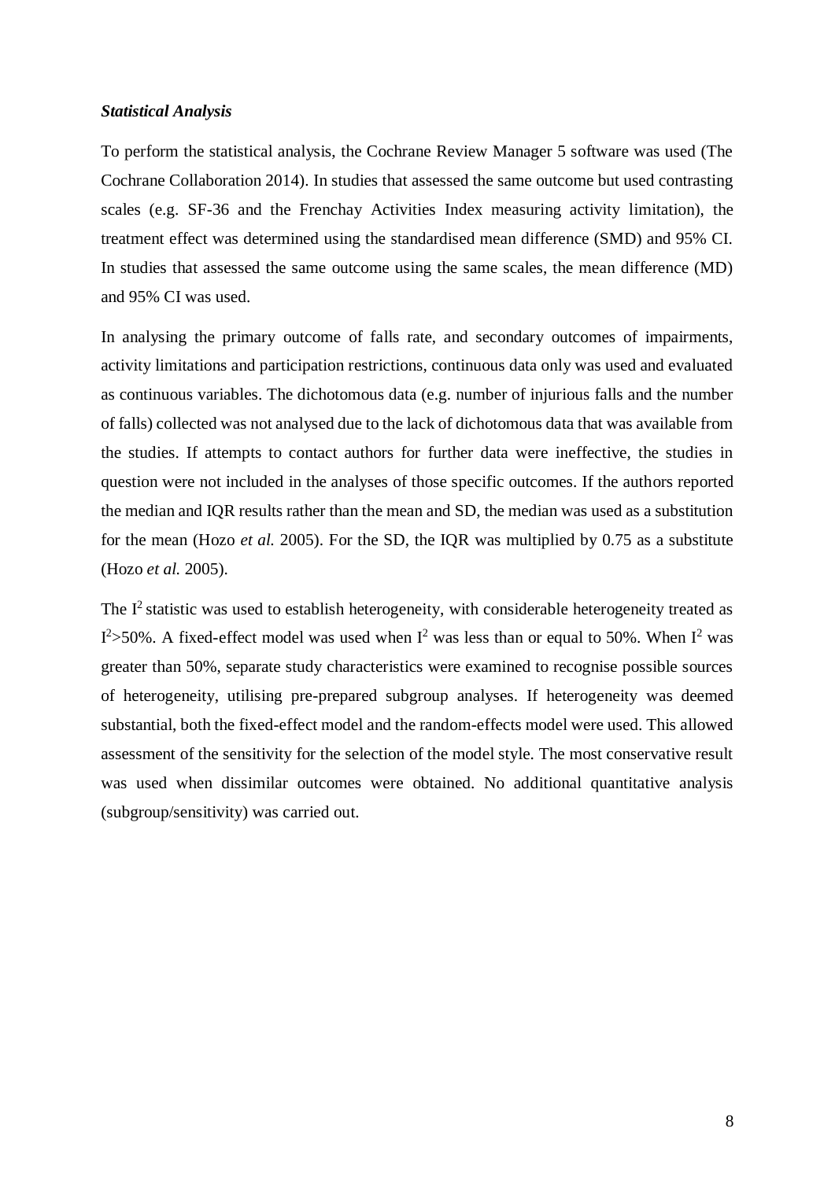### *Statistical Analysis*

To perform the statistical analysis, the Cochrane Review Manager 5 software was used (The Cochrane Collaboration 2014). In studies that assessed the same outcome but used contrasting scales (e.g. SF-36 and the Frenchay Activities Index measuring activity limitation), the treatment effect was determined using the standardised mean difference (SMD) and 95% CI. In studies that assessed the same outcome using the same scales, the mean difference (MD) and 95% CI was used.

In analysing the primary outcome of falls rate, and secondary outcomes of impairments, activity limitations and participation restrictions, continuous data only was used and evaluated as continuous variables. The dichotomous data (e.g. number of injurious falls and the number of falls) collected was not analysed due to the lack of dichotomous data that was available from the studies. If attempts to contact authors for further data were ineffective, the studies in question were not included in the analyses of those specific outcomes. If the authors reported the median and IQR results rather than the mean and SD, the median was used as a substitution for the mean (Hozo *et al.* 2005). For the SD, the IQR was multiplied by 0.75 as a substitute (Hozo *et al.* 2005).

The $I^2$ statistic was used to establish heterogeneity, with considerable heterogeneity treated as $I^2$>50%. A fixed-effect model was used when $I^2$ was less than or equal to 50%. When $I^2$ was greater than 50%, separate study characteristics were examined to recognise possible sources of heterogeneity, utilising pre-prepared subgroup analyses. If heterogeneity was deemed substantial, both the fixed-effect model and the random-effects model were used. This allowed assessment of the sensitivity for the selection of the model style. The most conservative result was used when dissimilar outcomes were obtained. No additional quantitative analysis (subgroup/sensitivity) was carried out.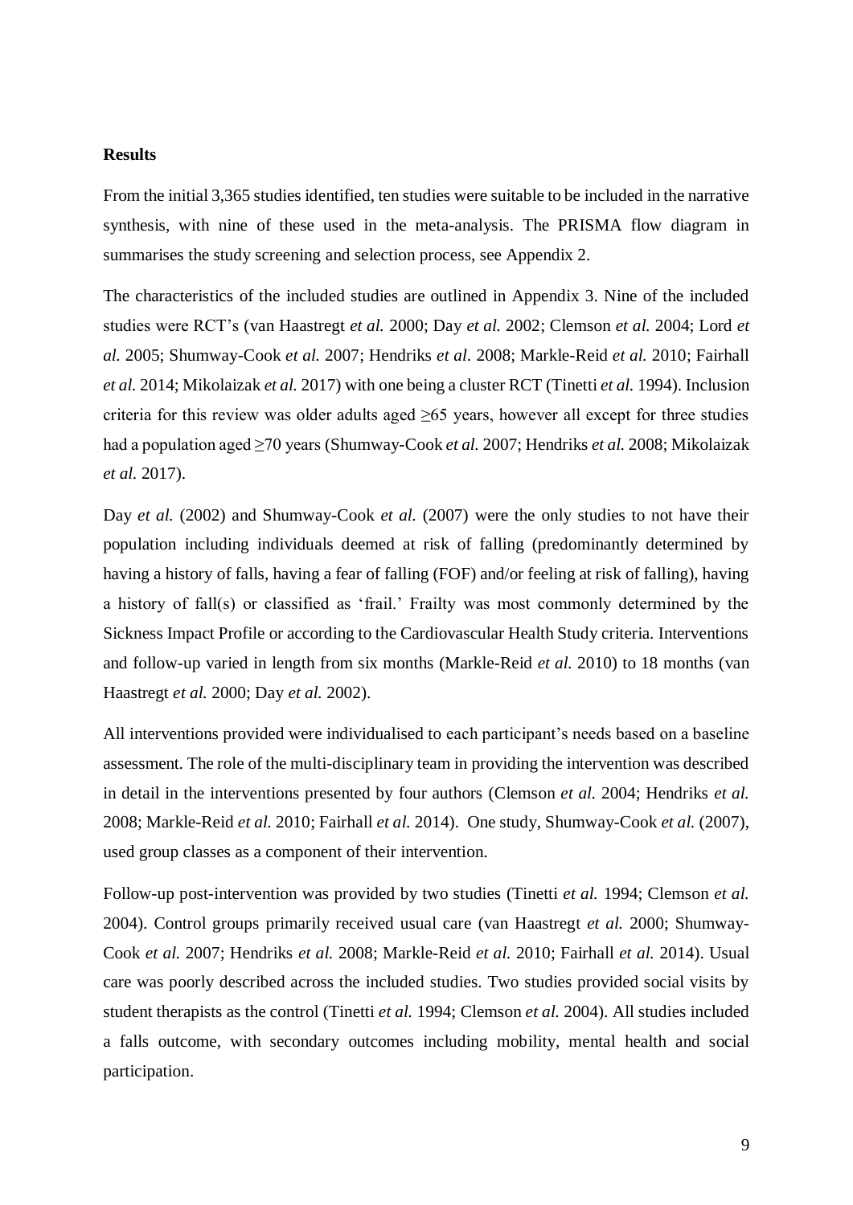**Results**

From the initial 3,365 studies identified, ten studies were suitable to be included in the narrative synthesis, with nine of these used in the meta-analysis. The PRISMA flow diagram in summarises the study screening and selection process, see Appendix 2.

The characteristics of the included studies are outlined in Appendix 3. Nine of the included studies were RCT's (van Haastregt *et al.* 2000; Day *et al.* 2002; Clemson *et al.* 2004; Lord *et al.* 2005; Shumway-Cook *et al.* 2007; Hendriks *et al.* 2008; Markle-Reid *et al.* 2010; Fairhall *et al.* 2014; Mikolaizak *et al.* 2017) with one being a cluster RCT (Tinetti *et al.* 1994). Inclusion criteria for this review was older adults aged ≥65 years, however all except for three studies had a population aged ≥70 years (Shumway-Cook *et al.* 2007; Hendriks *et al.* 2008; Mikolaizak *et al.* 2017).

Day *et al.* (2002) and Shumway-Cook *et al.* (2007) were the only studies to not have their population including individuals deemed at risk of falling (predominantly determined by having a history of falls, having a fear of falling (FOF) and/or feeling at risk of falling), having a history of fall(s) or classified as 'frail.' Frailty was most commonly determined by the Sickness Impact Profile or according to the Cardiovascular Health Study criteria. Interventions and follow-up varied in length from six months (Markle-Reid *et al.* 2010) to 18 months (van Haastregt *et al.* 2000; Day *et al.* 2002).

All interventions provided were individualised to each participant's needs based on a baseline assessment. The role of the multi-disciplinary team in providing the intervention was described in detail in the interventions presented by four authors (Clemson *et al.* 2004; Hendriks *et al.* 2008; Markle-Reid *et al.* 2010; Fairhall *et al.* 2014). One study, Shumway-Cook *et al.* (2007), used group classes as a component of their intervention.

Follow-up post-intervention was provided by two studies (Tinetti *et al.* 1994; Clemson *et al.* 2004). Control groups primarily received usual care (van Haastregt *et al.* 2000; Shumway-Cook *et al.* 2007; Hendriks *et al.* 2008; Markle-Reid *et al.* 2010; Fairhall *et al.* 2014). Usual care was poorly described across the included studies. Two studies provided social visits by student therapists as the control (Tinetti *et al.* 1994; Clemson *et al.* 2004). All studies included a falls outcome, with secondary outcomes including mobility, mental health and social participation.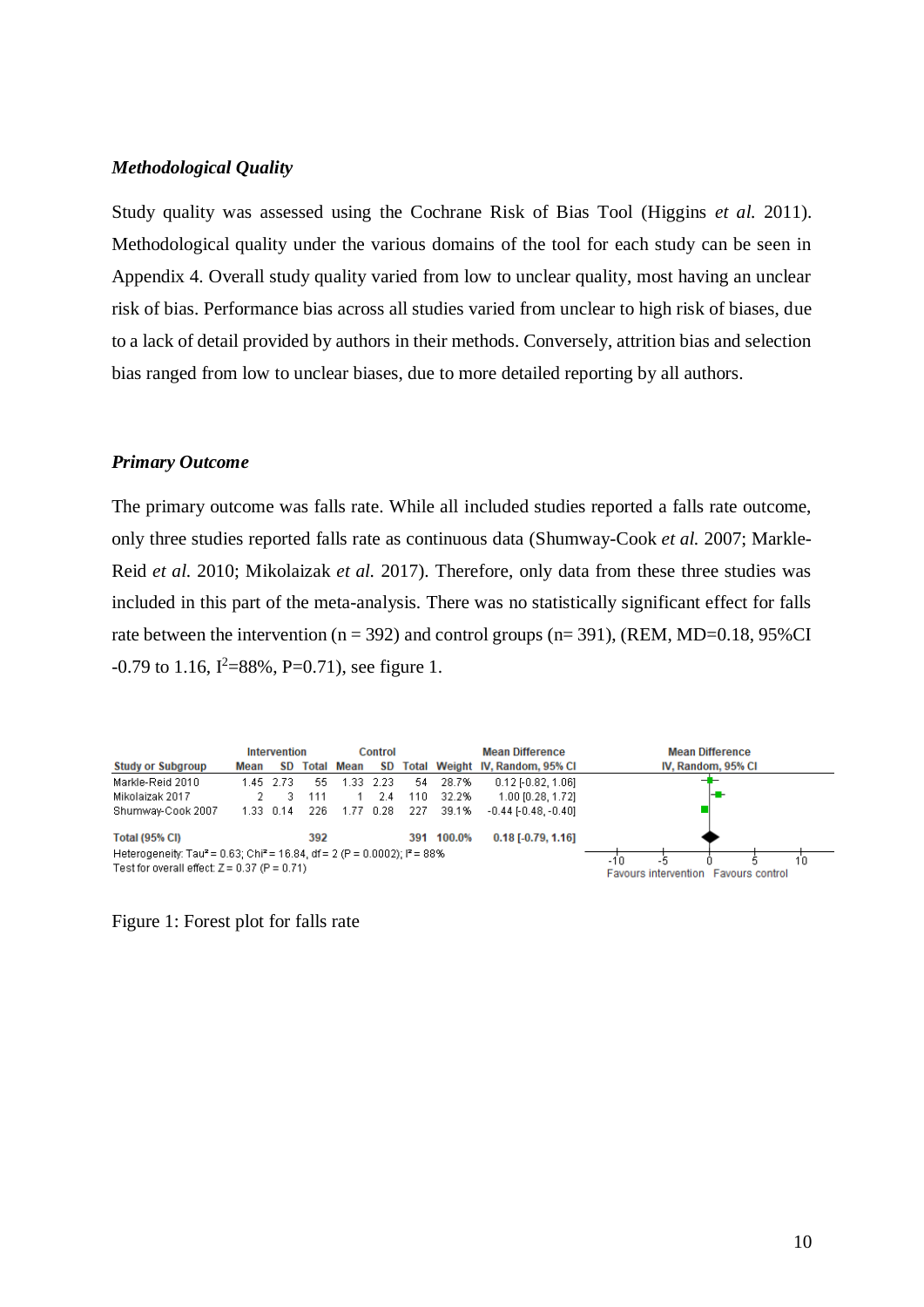### *Methodological Quality*

Study quality was assessed using the Cochrane Risk of Bias Tool (Higgins *et al.* 2011). Methodological quality under the various domains of the tool for each study can be seen in Appendix 4. Overall study quality varied from low to unclear quality, most having an unclear risk of bias. Performance bias across all studies varied from unclear to high risk of biases, due to a lack of detail provided by authors in their methods. Conversely, attrition bias and selection bias ranged from low to unclear biases, due to more detailed reporting by all authors.

### *Primary Outcome*

The primary outcome was falls rate. While all included studies reported a falls rate outcome, only three studies reported falls rate as continuous data (Shumway-Cook *et al.* 2007; Markle-Reid *et al.* 2010; Mikolaizak *et al.* 2017). Therefore, only data from these three studies was included in this part of the meta-analysis. There was no statistically significant effect for falls rate between the intervention (n = 392) and control groups (n= 391), (REM, MD=0.18, 95%CI -0.79 to 1.16, $I^2$=88%, P=0.71), see figure 1.

Intervention

Control

Mean Difference

Study or Subgroup | Mean | SD | Total | Mean | SD | Total | Weight | IV, Random, 95% CI

Markle-Reid 2010 | 1.45 | 2.73 | 55 | 1.33 | 2.23 | 54 | 28.7% | 0.12 [-0.82, 1.06]

Mikolaizak 2017 | 2 | 3 | 111 | 1 | 2.4 | 110 | 32.2% | 1.00 [0.28, 1.72]

Shumway-Cook 2007 | 1.33 | 0.14 | 226 | 1.77 | 0.28 | 227 | 39.1% | -0.44 [-0.48, -0.40]

Total (95% CI) | | | 392 | | | 391 | 100.0% | 0.18 [-0.79, 1.16]

Heterogeneity: Tau² = 0.63; Chi² = 16.84, df = 2 (P = 0.0002); I² = 88%

Test for overall effect: Z = 0.37 (P = 0.71)

Mean Difference

IV, Random, 95% CI

-10 -5 0 5 10

Favours intervention Favours control

Figure 1: Forest plot for falls rate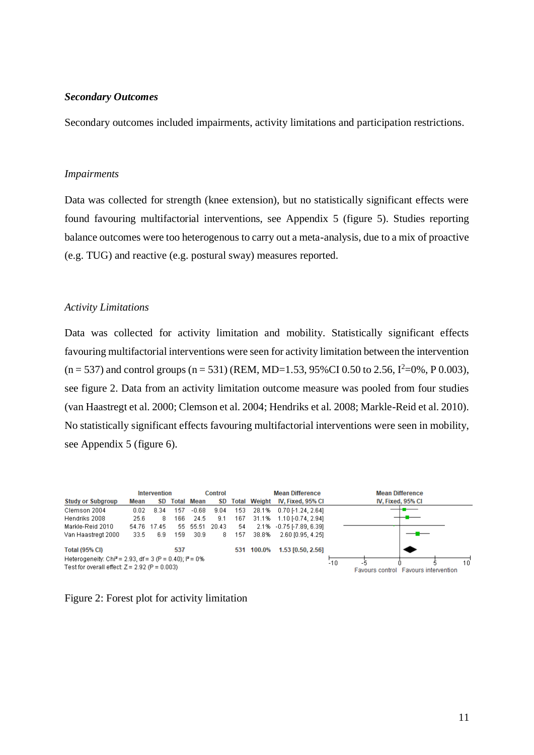### *Secondary Outcomes*

Secondary outcomes included impairments, activity limitations and participation restrictions.

#### *Impairments*

Data was collected for strength (knee extension), but no statistically significant effects were found favouring multifactorial interventions, see Appendix 5 (figure 5). Studies reporting balance outcomes were too heterogenous to carry out a meta-analysis, due to a mix of proactive (e.g. TUG) and reactive (e.g. postural sway) measures reported.

#### *Activity Limitations*

Data was collected for activity limitation and mobility. Statistically significant effects favouring multifactorial interventions were seen for activity limitation between the intervention (n = 537) and control groups (n = 531) (REM, MD=1.53, 95%CI 0.50 to 2.56, $I^2$=0%, P 0.003), see figure 2. Data from an activity limitation outcome measure was pooled from four studies (van Haastregt et al. 2000; Clemson et al. 2004; Hendriks et al. 2008; Markle-Reid et al. 2010). No statistically significant effects favouring multifactorial interventions were seen in mobility, see Appendix 5 (figure 6).

Intervention Control Mean Difference Mean Difference

Study or Subgroup Mean SD Total Mean SD Total Weight IV, Fixed, 95% CI IV, Fixed, 95% CI

Clemson 2004 0.02 8.34 157 -0.68 9.04 153 28.1% 0.70 [-1.24, 2.64]

Hendriks 2008 25.6 8 166 24.5 9.1 167 31.1% 1.10 [-0.74, 2.94]

Markle-Reid 2010 54.76 17.45 55 55.51 20.43 54 2.1% -0.75 [-7.89, 6.39]

Van Haastregt 2000 33.5 6.9 159 30.9 8 157 38.8% 2.60 [0.95, 4.25]

Total (95% CI) 537 531 100.0% 1.53 [0.50, 2.56]

Heterogeneity: Chi² = 2.93, df = 3 (P = 0.40); I² = 0%

Test for overall effect: Z = 2.92 (P = 0.003)

-10 -5 0 5 10

Favours control Favours intervention

Figure 2: Forest plot for activity limitation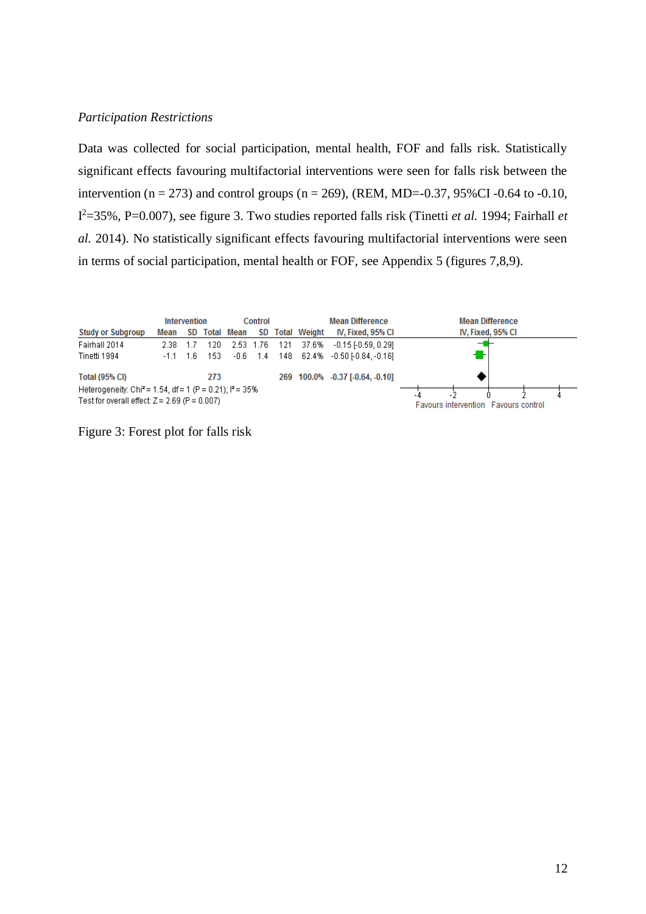*Participation Restrictions*

Data was collected for social participation, mental health, FOF and falls risk. Statistically significant effects favouring multifactorial interventions were seen for falls risk between the intervention (n = 273) and control groups (n = 269), (REM, MD=-0.37, 95%CI -0.64 to -0.10, $I^2$=35%, P=0.007), see figure 3. Two studies reported falls risk (Tinetti *et al.* 1994; Fairhall *et al.* 2014). No statistically significant effects favouring multifactorial interventions were seen in terms of social participation, mental health or FOF, see Appendix 5 (figures 7,8,9).

Intervention Control Mean Difference Mean Difference

Study or Subgroup Mean SD Total Mean SD Total Weight IV, Fixed, 95% CI IV, Fixed, 95% CI

Fairhall 2014 2.38 1.7 120 2.53 1.76 121 37.6% -0.15 [-0.59, 0.29]

Tinetti 1994 -1.1 1.6 153 -0.6 1.4 148 62.4% -0.50 [-0.84, -0.16]

Total (95% CI) 273 269 100.0% -0.37 [-0.64, -0.10]

Heterogeneity: Chi² = 1.54, df = 1 (P = 0.21); I² = 35%

Test for overall effect: Z = 2.69 (P = 0.007)

-4 -2 0 2 4

Favours intervention Favours control

Figure 3: Forest plot for falls risk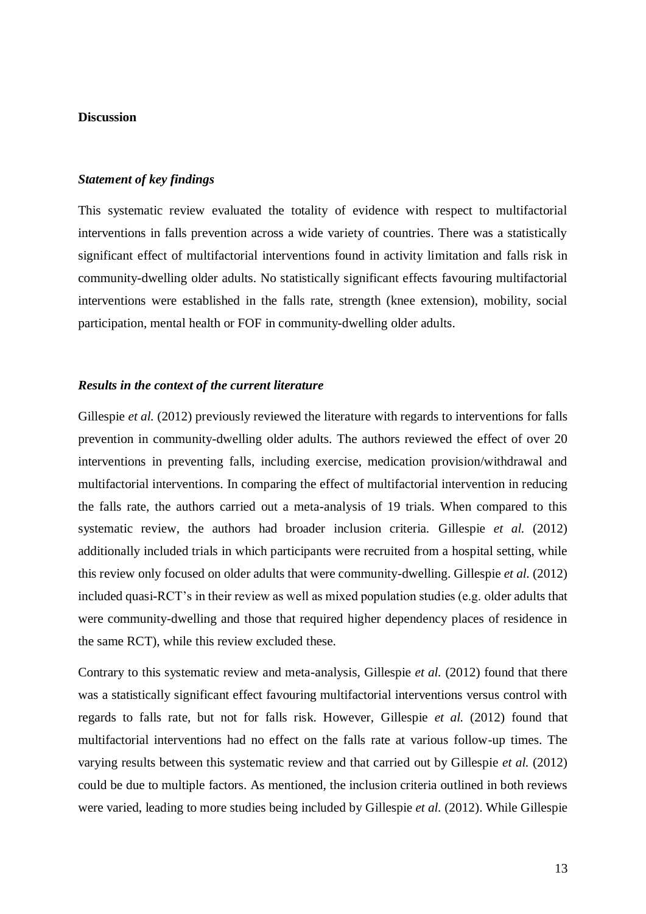**Discussion**

***Statement of key findings***

This systematic review evaluated the totality of evidence with respect to multifactorial interventions in falls prevention across a wide variety of countries. There was a statistically significant effect of multifactorial interventions found in activity limitation and falls risk in community-dwelling older adults. No statistically significant effects favouring multifactorial interventions were established in the falls rate, strength (knee extension), mobility, social participation, mental health or FOF in community-dwelling older adults.

***Results in the context of the current literature***

Gillespie *et al.* (2012) previously reviewed the literature with regards to interventions for falls prevention in community-dwelling older adults. The authors reviewed the effect of over 20 interventions in preventing falls, including exercise, medication provision/withdrawal and multifactorial interventions. In comparing the effect of multifactorial intervention in reducing the falls rate, the authors carried out a meta-analysis of 19 trials. When compared to this systematic review, the authors had broader inclusion criteria. Gillespie *et al.* (2012) additionally included trials in which participants were recruited from a hospital setting, while this review only focused on older adults that were community-dwelling. Gillespie *et al.* (2012) included quasi-RCT's in their review as well as mixed population studies (e.g. older adults that were community-dwelling and those that required higher dependency places of residence in the same RCT), while this review excluded these.

Contrary to this systematic review and meta-analysis, Gillespie *et al.* (2012) found that there was a statistically significant effect favouring multifactorial interventions versus control with regards to falls rate, but not for falls risk. However, Gillespie *et al.* (2012) found that multifactorial interventions had no effect on the falls rate at various follow-up times. The varying results between this systematic review and that carried out by Gillespie *et al.* (2012) could be due to multiple factors. As mentioned, the inclusion criteria outlined in both reviews were varied, leading to more studies being included by Gillespie *et al.* (2012). While Gillespie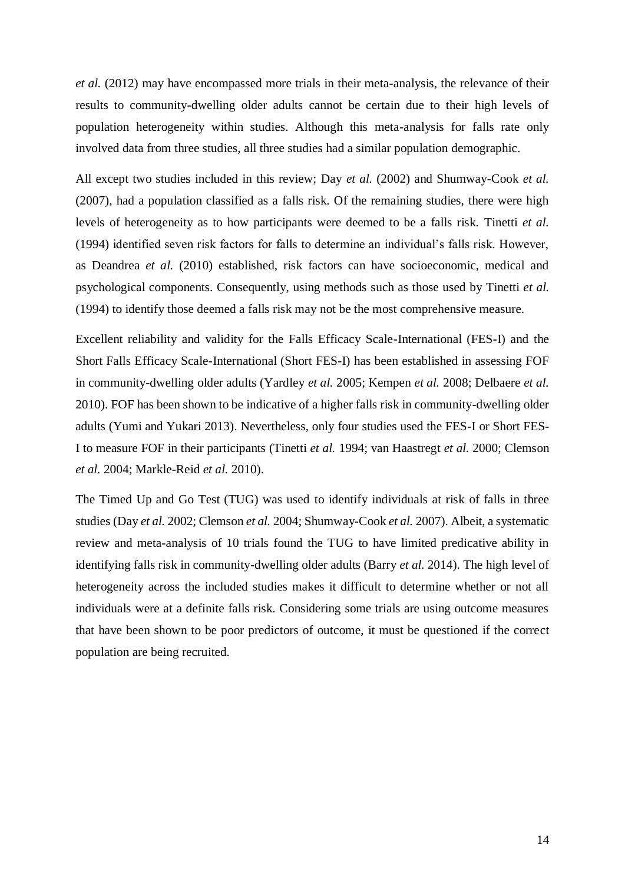*et al.* (2012) may have encompassed more trials in their meta-analysis, the relevance of their results to community-dwelling older adults cannot be certain due to their high levels of population heterogeneity within studies. Although this meta-analysis for falls rate only involved data from three studies, all three studies had a similar population demographic.

All except two studies included in this review; Day *et al.* (2002) and Shumway-Cook *et al.* (2007), had a population classified as a falls risk. Of the remaining studies, there were high levels of heterogeneity as to how participants were deemed to be a falls risk. Tinetti *et al.* (1994) identified seven risk factors for falls to determine an individual's falls risk. However, as Deandrea *et al.* (2010) established, risk factors can have socioeconomic, medical and psychological components. Consequently, using methods such as those used by Tinetti *et al.* (1994) to identify those deemed a falls risk may not be the most comprehensive measure.

Excellent reliability and validity for the Falls Efficacy Scale-International (FES-I) and the Short Falls Efficacy Scale-International (Short FES-I) has been established in assessing FOF in community-dwelling older adults (Yardley *et al.* 2005; Kempen *et al.* 2008; Delbaere *et al.* 2010). FOF has been shown to be indicative of a higher falls risk in community-dwelling older adults (Yumi and Yukari 2013). Nevertheless, only four studies used the FES-I or Short FES-I to measure FOF in their participants (Tinetti *et al.* 1994; van Haastregt *et al.* 2000; Clemson *et al.* 2004; Markle-Reid *et al.* 2010).

The Timed Up and Go Test (TUG) was used to identify individuals at risk of falls in three studies (Day *et al.* 2002; Clemson *et al.* 2004; Shumway-Cook *et al.* 2007). Albeit, a systematic review and meta-analysis of 10 trials found the TUG to have limited predicative ability in identifying falls risk in community-dwelling older adults (Barry *et al.* 2014). The high level of heterogeneity across the included studies makes it difficult to determine whether or not all individuals were at a definite falls risk. Considering some trials are using outcome measures that have been shown to be poor predictors of outcome, it must be questioned if the correct population are being recruited.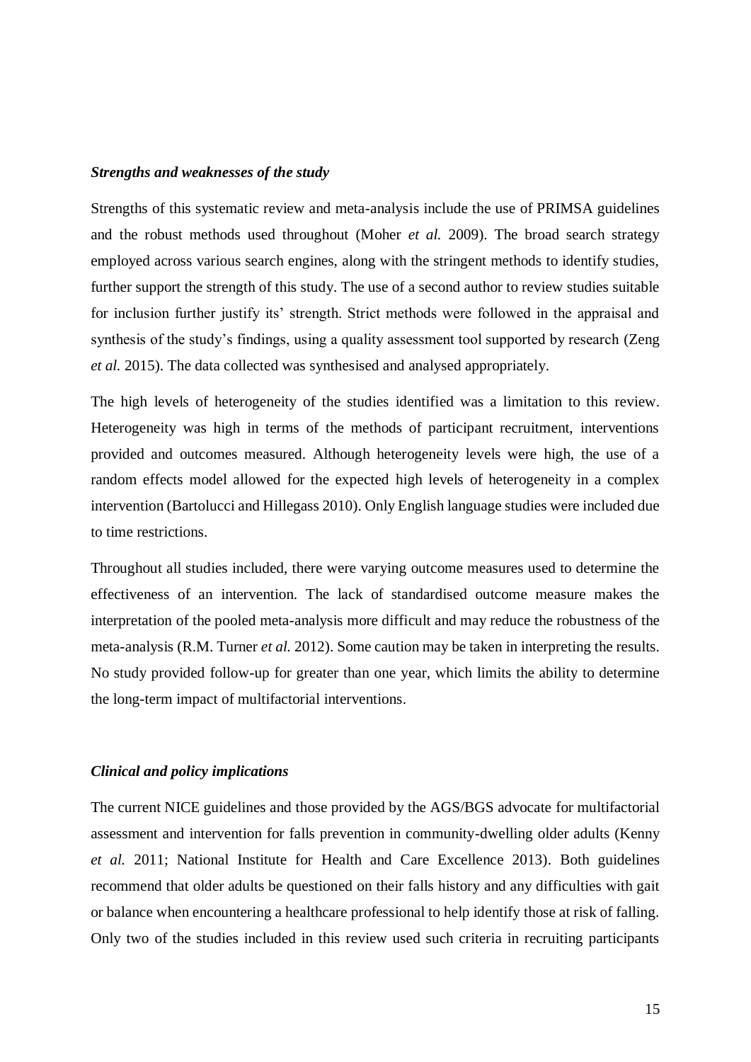### *Strengths and weaknesses of the study*

Strengths of this systematic review and meta-analysis include the use of PRIMSA guidelines and the robust methods used throughout (Moher *et al.* 2009). The broad search strategy employed across various search engines, along with the stringent methods to identify studies, further support the strength of this study. The use of a second author to review studies suitable for inclusion further justify its' strength. Strict methods were followed in the appraisal and synthesis of the study's findings, using a quality assessment tool supported by research (Zeng *et al.* 2015). The data collected was synthesised and analysed appropriately.

The high levels of heterogeneity of the studies identified was a limitation to this review. Heterogeneity was high in terms of the methods of participant recruitment, interventions provided and outcomes measured. Although heterogeneity levels were high, the use of a random effects model allowed for the expected high levels of heterogeneity in a complex intervention (Bartolucci and Hillegass 2010). Only English language studies were included due to time restrictions.

Throughout all studies included, there were varying outcome measures used to determine the effectiveness of an intervention. The lack of standardised outcome measure makes the interpretation of the pooled meta-analysis more difficult and may reduce the robustness of the meta-analysis (R.M. Turner *et al.* 2012). Some caution may be taken in interpreting the results. No study provided follow-up for greater than one year, which limits the ability to determine the long-term impact of multifactorial interventions.

### *Clinical and policy implications*

The current NICE guidelines and those provided by the AGS/BGS advocate for multifactorial assessment and intervention for falls prevention in community-dwelling older adults (Kenny *et al.* 2011; National Institute for Health and Care Excellence 2013). Both guidelines recommend that older adults be questioned on their falls history and any difficulties with gait or balance when encountering a healthcare professional to help identify those at risk of falling. Only two of the studies included in this review used such criteria in recruiting participants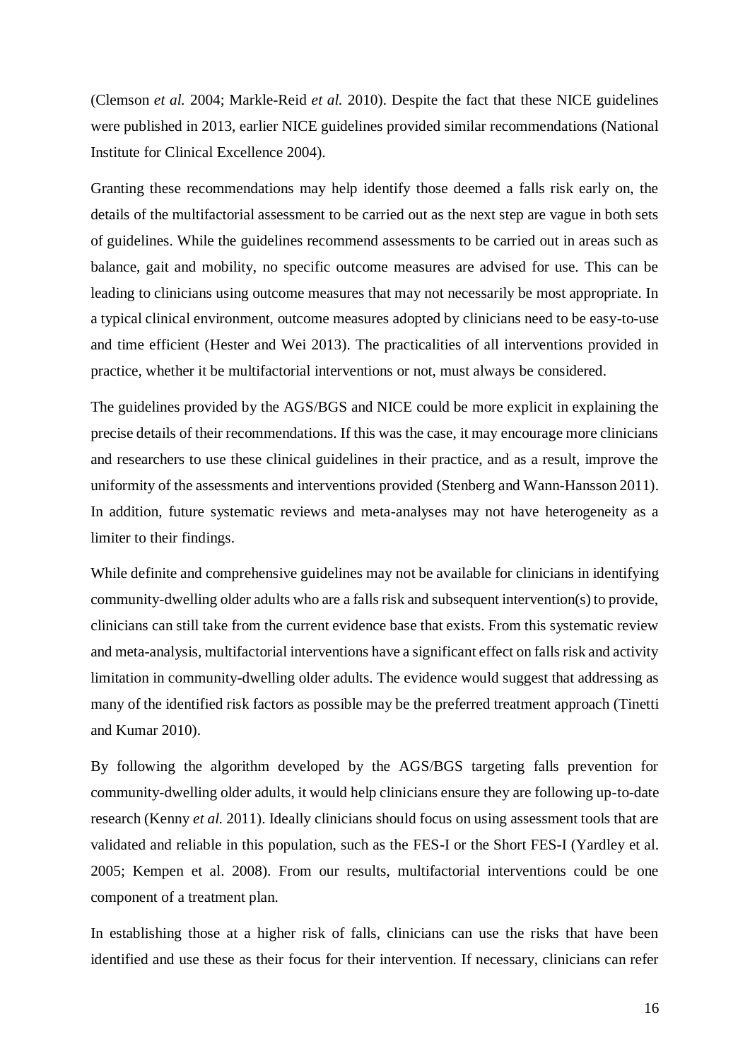(Clemson *et al.* 2004; Markle-Reid *et al.* 2010). Despite the fact that these NICE guidelines were published in 2013, earlier NICE guidelines provided similar recommendations (National Institute for Clinical Excellence 2004).

Granting these recommendations may help identify those deemed a falls risk early on, the details of the multifactorial assessment to be carried out as the next step are vague in both sets of guidelines. While the guidelines recommend assessments to be carried out in areas such as balance, gait and mobility, no specific outcome measures are advised for use. This can be leading to clinicians using outcome measures that may not necessarily be most appropriate. In a typical clinical environment, outcome measures adopted by clinicians need to be easy-to-use and time efficient (Hester and Wei 2013). The practicalities of all interventions provided in practice, whether it be multifactorial interventions or not, must always be considered.

The guidelines provided by the AGS/BGS and NICE could be more explicit in explaining the precise details of their recommendations. If this was the case, it may encourage more clinicians and researchers to use these clinical guidelines in their practice, and as a result, improve the uniformity of the assessments and interventions provided (Stenberg and Wann-Hansson 2011). In addition, future systematic reviews and meta-analyses may not have heterogeneity as a limiter to their findings.

While definite and comprehensive guidelines may not be available for clinicians in identifying community-dwelling older adults who are a falls risk and subsequent intervention(s) to provide, clinicians can still take from the current evidence base that exists. From this systematic review and meta-analysis, multifactorial interventions have a significant effect on falls risk and activity limitation in community-dwelling older adults. The evidence would suggest that addressing as many of the identified risk factors as possible may be the preferred treatment approach (Tinetti and Kumar 2010).

By following the algorithm developed by the AGS/BGS targeting falls prevention for community-dwelling older adults, it would help clinicians ensure they are following up-to-date research (Kenny *et al.* 2011). Ideally clinicians should focus on using assessment tools that are validated and reliable in this population, such as the FES-I or the Short FES-I (Yardley et al. 2005; Kempen et al. 2008). From our results, multifactorial interventions could be one component of a treatment plan.

In establishing those at a higher risk of falls, clinicians can use the risks that have been identified and use these as their focus for their intervention. If necessary, clinicians can refer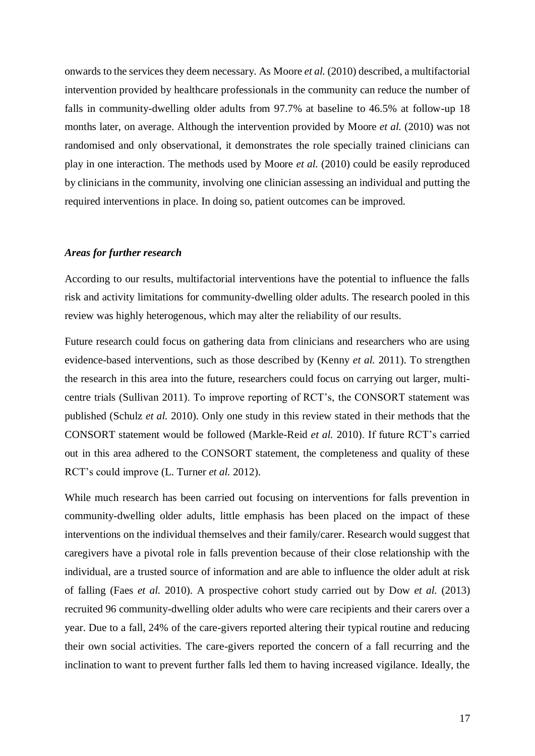onwards to the services they deem necessary. As Moore *et al.* (2010) described, a multifactorial intervention provided by healthcare professionals in the community can reduce the number of falls in community-dwelling older adults from 97.7% at baseline to 46.5% at follow-up 18 months later, on average. Although the intervention provided by Moore *et al.* (2010) was not randomised and only observational, it demonstrates the role specially trained clinicians can play in one interaction. The methods used by Moore *et al.* (2010) could be easily reproduced by clinicians in the community, involving one clinician assessing an individual and putting the required interventions in place. In doing so, patient outcomes can be improved.

### *Areas for further research*

According to our results, multifactorial interventions have the potential to influence the falls risk and activity limitations for community-dwelling older adults. The research pooled in this review was highly heterogenous, which may alter the reliability of our results.

Future research could focus on gathering data from clinicians and researchers who are using evidence-based interventions, such as those described by (Kenny *et al.* 2011). To strengthen the research in this area into the future, researchers could focus on carrying out larger, multi-centre trials (Sullivan 2011). To improve reporting of RCT's, the CONSORT statement was published (Schulz *et al.* 2010). Only one study in this review stated in their methods that the CONSORT statement would be followed (Markle-Reid *et al.* 2010). If future RCT's carried out in this area adhered to the CONSORT statement, the completeness and quality of these RCT's could improve (L. Turner *et al.* 2012).

While much research has been carried out focusing on interventions for falls prevention in community-dwelling older adults, little emphasis has been placed on the impact of these interventions on the individual themselves and their family/carer. Research would suggest that caregivers have a pivotal role in falls prevention because of their close relationship with the individual, are a trusted source of information and are able to influence the older adult at risk of falling (Faes *et al.* 2010). A prospective cohort study carried out by Dow *et al.* (2013) recruited 96 community-dwelling older adults who were care recipients and their carers over a year. Due to a fall, 24% of the care-givers reported altering their typical routine and reducing their own social activities. The care-givers reported the concern of a fall recurring and the inclination to want to prevent further falls led them to having increased vigilance. Ideally, the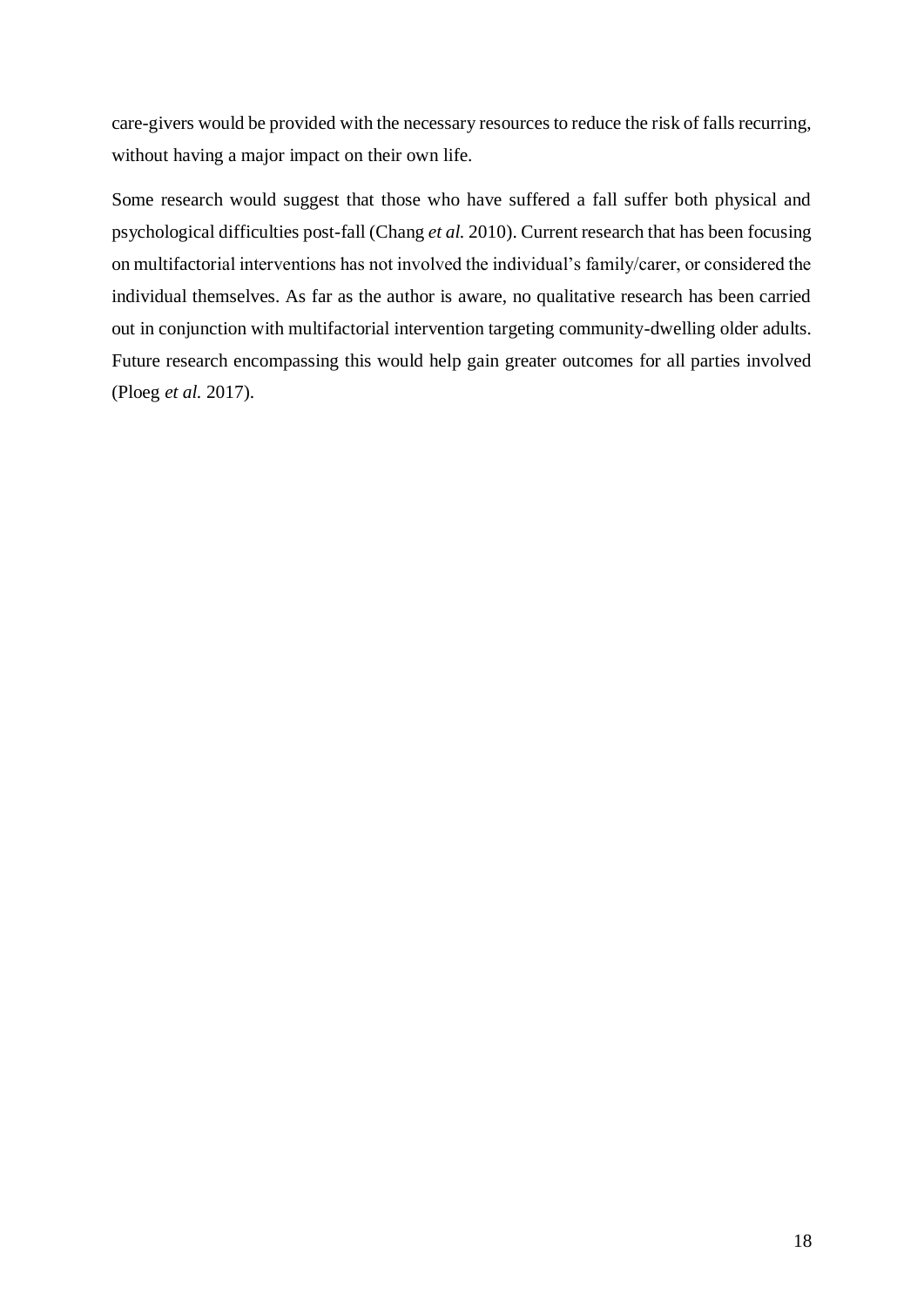care-givers would be provided with the necessary resources to reduce the risk of falls recurring, without having a major impact on their own life.

Some research would suggest that those who have suffered a fall suffer both physical and psychological difficulties post-fall (Chang *et al.* 2010). Current research that has been focusing on multifactorial interventions has not involved the individual's family/carer, or considered the individual themselves. As far as the author is aware, no qualitative research has been carried out in conjunction with multifactorial intervention targeting community-dwelling older adults. Future research encompassing this would help gain greater outcomes for all parties involved (Ploeg *et al.* 2017).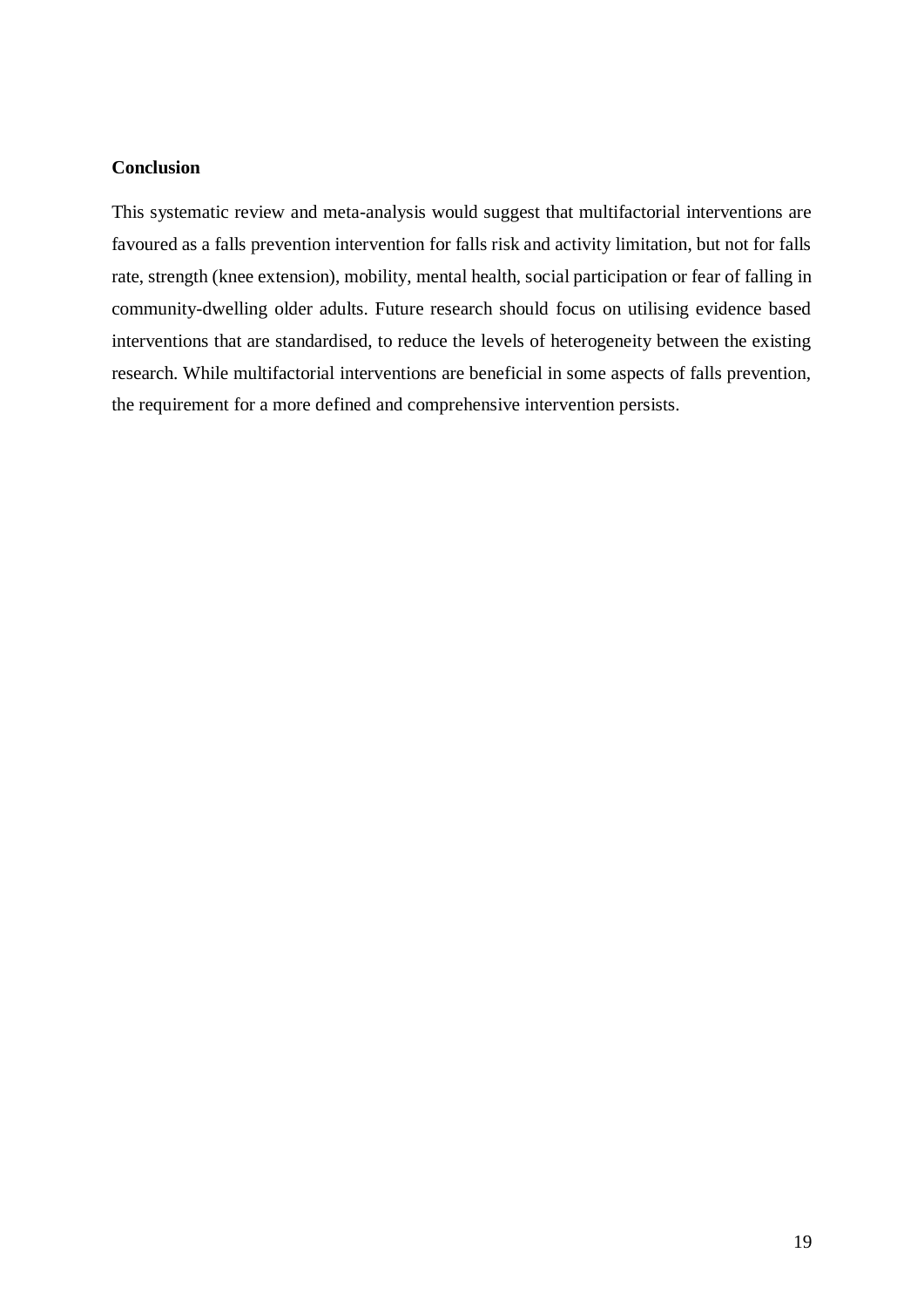**Conclusion**

This systematic review and meta-analysis would suggest that multifactorial interventions are favoured as a falls prevention intervention for falls risk and activity limitation, but not for falls rate, strength (knee extension), mobility, mental health, social participation or fear of falling in community-dwelling older adults. Future research should focus on utilising evidence based interventions that are standardised, to reduce the levels of heterogeneity between the existing research. While multifactorial interventions are beneficial in some aspects of falls prevention, the requirement for a more defined and comprehensive intervention persists.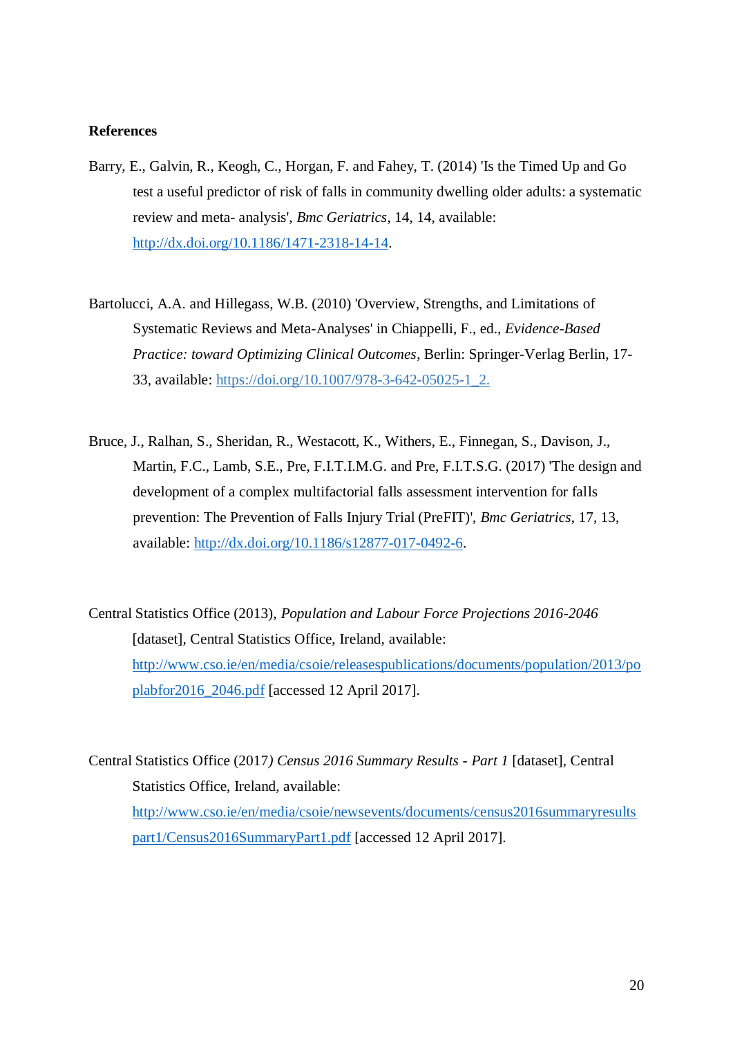**References**

Barry, E., Galvin, R., Keogh, C., Horgan, F. and Fahey, T. (2014) 'Is the Timed Up and Go test a useful predictor of risk of falls in community dwelling older adults: a systematic review and meta- analysis', *Bmc Geriatrics*, 14, 14, available: http://dx.doi.org/10.1186/1471-2318-14-14.

Bartolucci, A.A. and Hillegass, W.B. (2010) 'Overview, Strengths, and Limitations of Systematic Reviews and Meta-Analyses' in Chiappelli, F., ed., *Evidence-Based Practice: toward Optimizing Clinical Outcomes*, Berlin: Springer-Verlag Berlin, 17-33, available: https://doi.org/10.1007/978-3-642-05025-1_2.

Bruce, J., Ralhan, S., Sheridan, R., Westacott, K., Withers, E., Finnegan, S., Davison, J., Martin, F.C., Lamb, S.E., Pre, F.I.T.I.M.G. and Pre, F.I.T.S.G. (2017) 'The design and development of a complex multifactorial falls assessment intervention for falls prevention: The Prevention of Falls Injury Trial (PreFIT)', *Bmc Geriatrics*, 17, 13, available: http://dx.doi.org/10.1186/s12877-017-0492-6.

Central Statistics Office (2013), *Population and Labour Force Projections 2016-2046* [dataset], Central Statistics Office, Ireland, available: http://www.cso.ie/en/media/csoie/releasespublications/documents/population/2013/poplabfor2016_2046.pdf [accessed 12 April 2017].

Central Statistics Office (2017*) Census 2016 Summary Results - Part 1* [dataset], Central Statistics Office, Ireland, available: http://www.cso.ie/en/media/csoie/newsevents/documents/census2016summaryresultspart1/Census2016SummaryPart1.pdf [accessed 12 April 2017].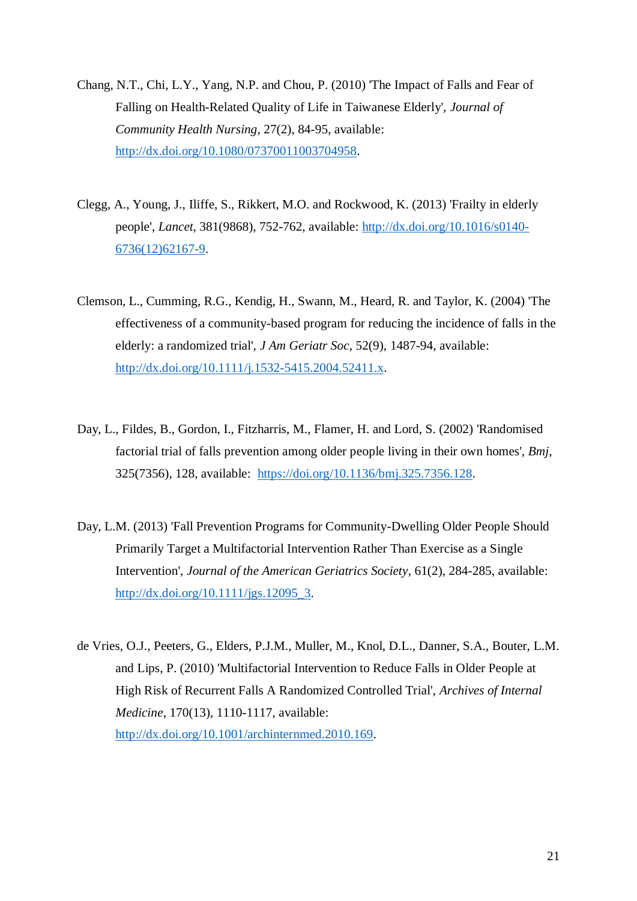Chang, N.T., Chi, L.Y., Yang, N.P. and Chou, P. (2010) 'The Impact of Falls and Fear of Falling on Health-Related Quality of Life in Taiwanese Elderly', *Journal of Community Health Nursing*, 27(2), 84-95, available: http://dx.doi.org/10.1080/07370011003704958.

Clegg, A., Young, J., Iliffe, S., Rikkert, M.O. and Rockwood, K. (2013) 'Frailty in elderly people', *Lancet*, 381(9868), 752-762, available: http://dx.doi.org/10.1016/s0140-6736(12)62167-9.

Clemson, L., Cumming, R.G., Kendig, H., Swann, M., Heard, R. and Taylor, K. (2004) 'The effectiveness of a community-based program for reducing the incidence of falls in the elderly: a randomized trial', *J Am Geriatr Soc*, 52(9), 1487-94, available: http://dx.doi.org/10.1111/j.1532-5415.2004.52411.x.

Day, L., Fildes, B., Gordon, I., Fitzharris, M., Flamer, H. and Lord, S. (2002) 'Randomised factorial trial of falls prevention among older people living in their own homes', *Bmj*, 325(7356), 128, available: https://doi.org/10.1136/bmj.325.7356.128.

Day, L.M. (2013) 'Fall Prevention Programs for Community-Dwelling Older People Should Primarily Target a Multifactorial Intervention Rather Than Exercise as a Single Intervention', *Journal of the American Geriatrics Society*, 61(2), 284-285, available: http://dx.doi.org/10.1111/jgs.12095_3.

de Vries, O.J., Peeters, G., Elders, P.J.M., Muller, M., Knol, D.L., Danner, S.A., Bouter, L.M. and Lips, P. (2010) 'Multifactorial Intervention to Reduce Falls in Older People at High Risk of Recurrent Falls A Randomized Controlled Trial', *Archives of Internal Medicine*, 170(13), 1110-1117, available: http://dx.doi.org/10.1001/archinternmed.2010.169.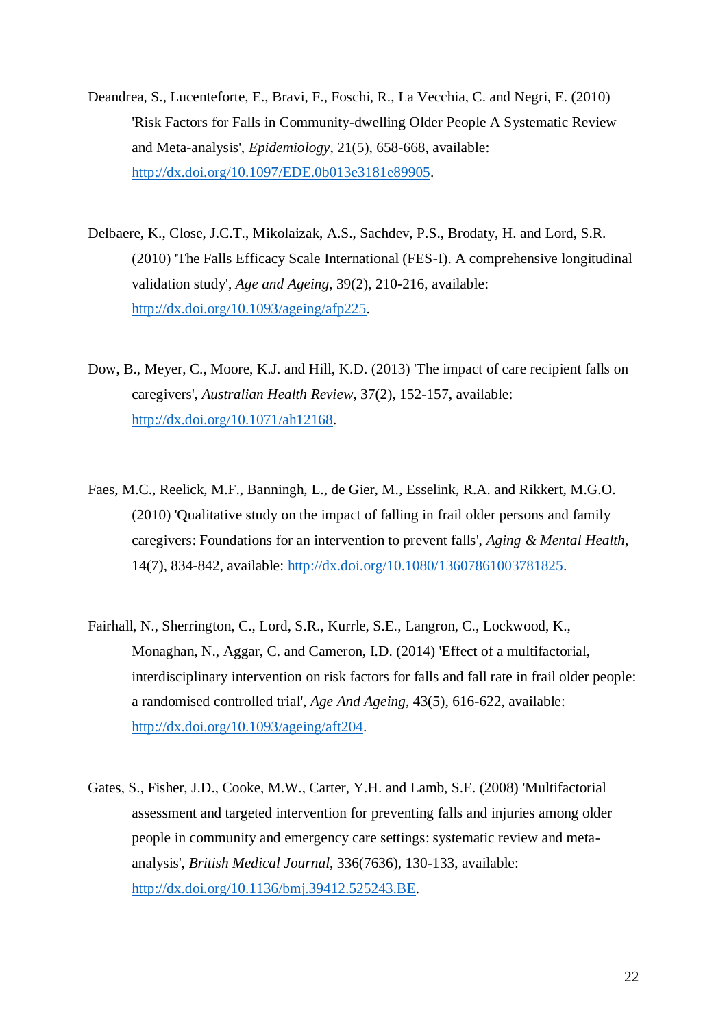Deandrea, S., Lucenteforte, E., Bravi, F., Foschi, R., La Vecchia, C. and Negri, E. (2010) 'Risk Factors for Falls in Community-dwelling Older People A Systematic Review and Meta-analysis', *Epidemiology*, 21(5), 658-668, available: http://dx.doi.org/10.1097/EDE.0b013e3181e89905.

Delbaere, K., Close, J.C.T., Mikolaizak, A.S., Sachdev, P.S., Brodaty, H. and Lord, S.R. (2010) 'The Falls Efficacy Scale International (FES-I). A comprehensive longitudinal validation study', *Age and Ageing*, 39(2), 210-216, available: http://dx.doi.org/10.1093/ageing/afp225.

Dow, B., Meyer, C., Moore, K.J. and Hill, K.D. (2013) 'The impact of care recipient falls on caregivers', *Australian Health Review*, 37(2), 152-157, available: http://dx.doi.org/10.1071/ah12168.

Faes, M.C., Reelick, M.F., Banningh, L., de Gier, M., Esselink, R.A. and Rikkert, M.G.O. (2010) 'Qualitative study on the impact of falling in frail older persons and family caregivers: Foundations for an intervention to prevent falls', *Aging & Mental Health*, 14(7), 834-842, available: http://dx.doi.org/10.1080/13607861003781825.

Fairhall, N., Sherrington, C., Lord, S.R., Kurrle, S.E., Langron, C., Lockwood, K., Monaghan, N., Aggar, C. and Cameron, I.D. (2014) 'Effect of a multifactorial, interdisciplinary intervention on risk factors for falls and fall rate in frail older people: a randomised controlled trial', *Age And Ageing*, 43(5), 616-622, available: http://dx.doi.org/10.1093/ageing/aft204.

Gates, S., Fisher, J.D., Cooke, M.W., Carter, Y.H. and Lamb, S.E. (2008) 'Multifactorial assessment and targeted intervention for preventing falls and injuries among older people in community and emergency care settings: systematic review and meta-analysis', *British Medical Journal*, 336(7636), 130-133, available: http://dx.doi.org/10.1136/bmj.39412.525243.BE.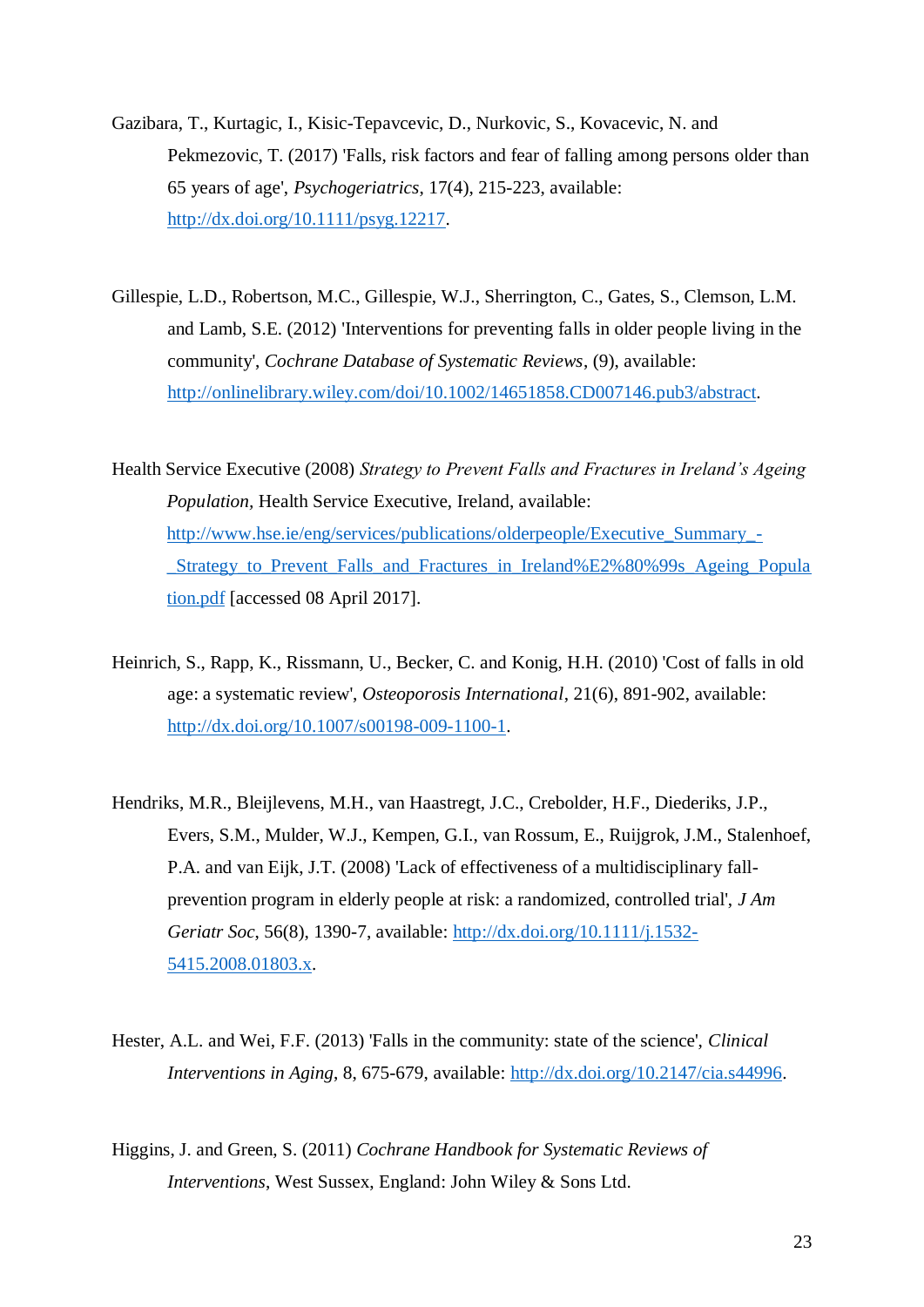Gazibara, T., Kurtagic, I., Kisic-Tepavcevic, D., Nurkovic, S., Kovacevic, N. and Pekmezovic, T. (2017) 'Falls, risk factors and fear of falling among persons older than 65 years of age', *Psychogeriatrics*, 17(4), 215-223, available: http://dx.doi.org/10.1111/psyg.12217.

Gillespie, L.D., Robertson, M.C., Gillespie, W.J., Sherrington, C., Gates, S., Clemson, L.M. and Lamb, S.E. (2012) 'Interventions for preventing falls in older people living in the community', *Cochrane Database of Systematic Reviews*, (9), available: http://onlinelibrary.wiley.com/doi/10.1002/14651858.CD007146.pub3/abstract.

Health Service Executive (2008) *Strategy to Prevent Falls and Fractures in Ireland's Ageing Population*, Health Service Executive, Ireland, available: http://www.hse.ie/eng/services/publications/olderpeople/Executive_Summary_-_Strategy_to_Prevent_Falls_and_Fractures_in_Ireland%E2%80%99s_Ageing_Population.pdf [accessed 08 April 2017].

Heinrich, S., Rapp, K., Rissmann, U., Becker, C. and Konig, H.H. (2010) 'Cost of falls in old age: a systematic review', *Osteoporosis International*, 21(6), 891-902, available: http://dx.doi.org/10.1007/s00198-009-1100-1.

Hendriks, M.R., Bleijlevens, M.H., van Haastregt, J.C., Crebolder, H.F., Diederiks, J.P., Evers, S.M., Mulder, W.J., Kempen, G.I., van Rossum, E., Ruijgrok, J.M., Stalenhoef, P.A. and van Eijk, J.T. (2008) 'Lack of effectiveness of a multidisciplinary fall-prevention program in elderly people at risk: a randomized, controlled trial', *J Am Geriatr Soc*, 56(8), 1390-7, available: http://dx.doi.org/10.1111/j.1532-5415.2008.01803.x.

Hester, A.L. and Wei, F.F. (2013) 'Falls in the community: state of the science', *Clinical Interventions in Aging*, 8, 675-679, available: http://dx.doi.org/10.2147/cia.s44996.

Higgins, J. and Green, S. (2011) *Cochrane Handbook for Systematic Reviews of Interventions*, West Sussex, England: John Wiley & Sons Ltd.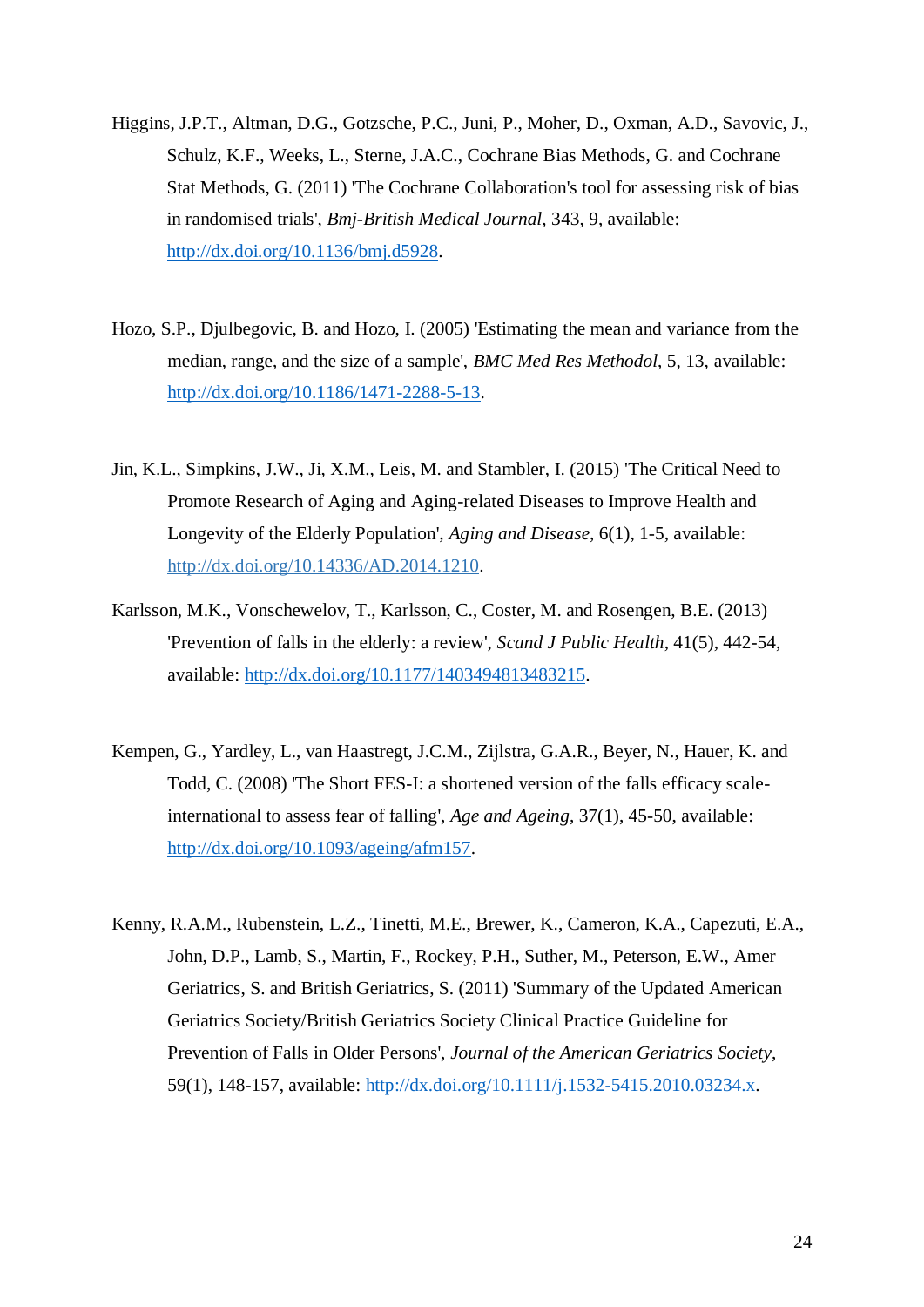Higgins, J.P.T., Altman, D.G., Gotzsche, P.C., Juni, P., Moher, D., Oxman, A.D., Savovic, J., Schulz, K.F., Weeks, L., Sterne, J.A.C., Cochrane Bias Methods, G. and Cochrane Stat Methods, G. (2011) 'The Cochrane Collaboration's tool for assessing risk of bias in randomised trials', *Bmj-British Medical Journal*, 343, 9, available: http://dx.doi.org/10.1136/bmj.d5928.

Hozo, S.P., Djulbegovic, B. and Hozo, I. (2005) 'Estimating the mean and variance from the median, range, and the size of a sample', *BMC Med Res Methodol*, 5, 13, available: http://dx.doi.org/10.1186/1471-2288-5-13.

Jin, K.L., Simpkins, J.W., Ji, X.M., Leis, M. and Stambler, I. (2015) 'The Critical Need to Promote Research of Aging and Aging-related Diseases to Improve Health and Longevity of the Elderly Population', *Aging and Disease*, 6(1), 1-5, available: http://dx.doi.org/10.14336/AD.2014.1210.

Karlsson, M.K., Vonschewelov, T., Karlsson, C., Coster, M. and Rosengen, B.E. (2013) 'Prevention of falls in the elderly: a review', *Scand J Public Health*, 41(5), 442-54, available: http://dx.doi.org/10.1177/1403494813483215.

Kempen, G., Yardley, L., van Haastregt, J.C.M., Zijlstra, G.A.R., Beyer, N., Hauer, K. and Todd, C. (2008) 'The Short FES-I: a shortened version of the falls efficacy scale-international to assess fear of falling', *Age and Ageing*, 37(1), 45-50, available: http://dx.doi.org/10.1093/ageing/afm157.

Kenny, R.A.M., Rubenstein, L.Z., Tinetti, M.E., Brewer, K., Cameron, K.A., Capezuti, E.A., John, D.P., Lamb, S., Martin, F., Rockey, P.H., Suther, M., Peterson, E.W., Amer Geriatrics, S. and British Geriatrics, S. (2011) 'Summary of the Updated American Geriatrics Society/British Geriatrics Society Clinical Practice Guideline for Prevention of Falls in Older Persons', *Journal of the American Geriatrics Society*, 59(1), 148-157, available: http://dx.doi.org/10.1111/j.1532-5415.2010.03234.x.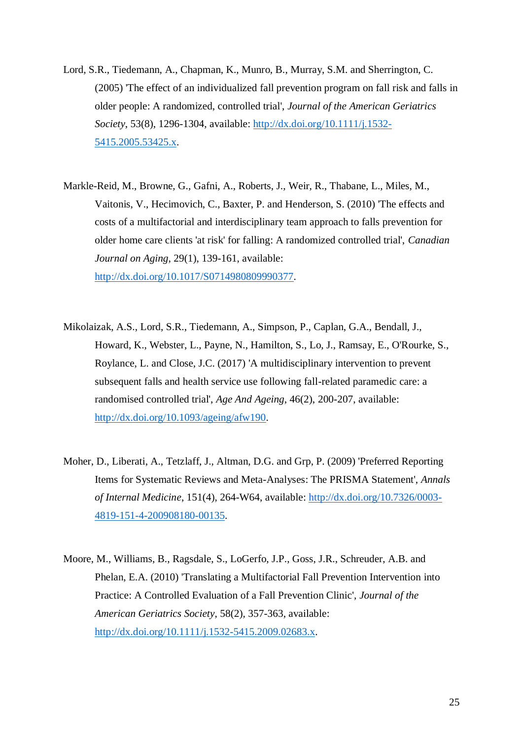Lord, S.R., Tiedemann, A., Chapman, K., Munro, B., Murray, S.M. and Sherrington, C. (2005) 'The effect of an individualized fall prevention program on fall risk and falls in older people: A randomized, controlled trial', *Journal of the American Geriatrics Society*, 53(8), 1296-1304, available: http://dx.doi.org/10.1111/j.1532-5415.2005.53425.x.

Markle-Reid, M., Browne, G., Gafni, A., Roberts, J., Weir, R., Thabane, L., Miles, M., Vaitonis, V., Hecimovich, C., Baxter, P. and Henderson, S. (2010) 'The effects and costs of a multifactorial and interdisciplinary team approach to falls prevention for older home care clients 'at risk' for falling: A randomized controlled trial', *Canadian Journal on Aging*, 29(1), 139-161, available: http://dx.doi.org/10.1017/S0714980809990377.

Mikolaizak, A.S., Lord, S.R., Tiedemann, A., Simpson, P., Caplan, G.A., Bendall, J., Howard, K., Webster, L., Payne, N., Hamilton, S., Lo, J., Ramsay, E., O'Rourke, S., Roylance, L. and Close, J.C. (2017) 'A multidisciplinary intervention to prevent subsequent falls and health service use following fall-related paramedic care: a randomised controlled trial', *Age And Ageing*, 46(2), 200-207, available: http://dx.doi.org/10.1093/ageing/afw190.

Moher, D., Liberati, A., Tetzlaff, J., Altman, D.G. and Grp, P. (2009) 'Preferred Reporting Items for Systematic Reviews and Meta-Analyses: The PRISMA Statement', *Annals of Internal Medicine*, 151(4), 264-W64, available: http://dx.doi.org/10.7326/0003-4819-151-4-200908180-00135.

Moore, M., Williams, B., Ragsdale, S., LoGerfo, J.P., Goss, J.R., Schreuder, A.B. and Phelan, E.A. (2010) 'Translating a Multifactorial Fall Prevention Intervention into Practice: A Controlled Evaluation of a Fall Prevention Clinic', *Journal of the American Geriatrics Society*, 58(2), 357-363, available: http://dx.doi.org/10.1111/j.1532-5415.2009.02683.x.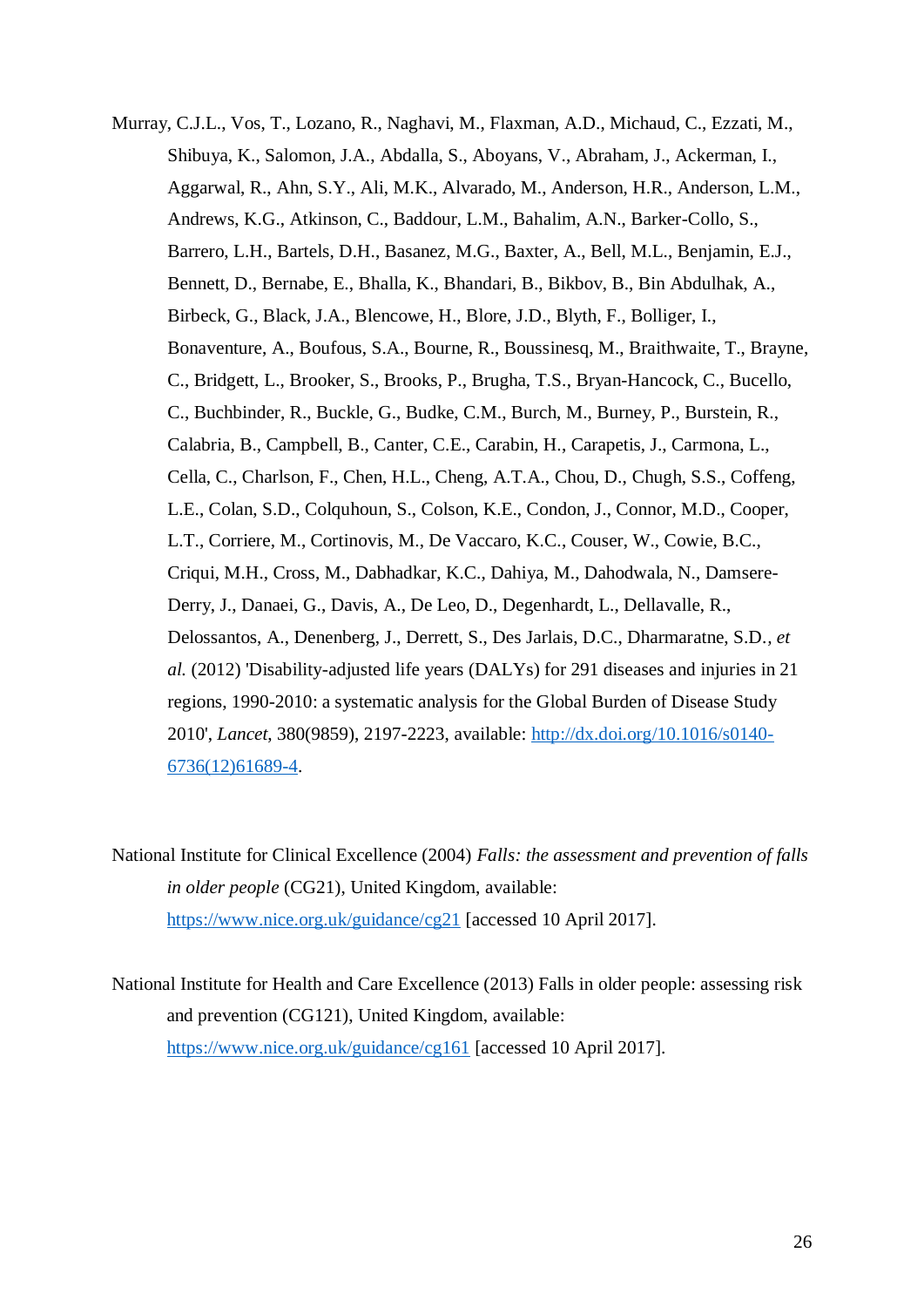Murray, C.J.L., Vos, T., Lozano, R., Naghavi, M., Flaxman, A.D., Michaud, C., Ezzati, M., Shibuya, K., Salomon, J.A., Abdalla, S., Aboyans, V., Abraham, J., Ackerman, I., Aggarwal, R., Ahn, S.Y., Ali, M.K., Alvarado, M., Anderson, H.R., Anderson, L.M., Andrews, K.G., Atkinson, C., Baddour, L.M., Bahalim, A.N., Barker-Collo, S., Barrero, L.H., Bartels, D.H., Basanez, M.G., Baxter, A., Bell, M.L., Benjamin, E.J., Bennett, D., Bernabe, E., Bhalla, K., Bhandari, B., Bikbov, B., Bin Abdulhak, A., Birbeck, G., Black, J.A., Blencowe, H., Blore, J.D., Blyth, F., Bolliger, I., Bonaventure, A., Boufous, S.A., Bourne, R., Boussinesq, M., Braithwaite, T., Brayne, C., Bridgett, L., Brooker, S., Brooks, P., Brugha, T.S., Bryan-Hancock, C., Bucello, C., Buchbinder, R., Buckle, G., Budke, C.M., Burch, M., Burney, P., Burstein, R., Calabria, B., Campbell, B., Canter, C.E., Carabin, H., Carapetis, J., Carmona, L., Cella, C., Charlson, F., Chen, H.L., Cheng, A.T.A., Chou, D., Chugh, S.S., Coffeng, L.E., Colan, S.D., Colquhoun, S., Colson, K.E., Condon, J., Connor, M.D., Cooper, L.T., Corriere, M., Cortinovis, M., De Vaccaro, K.C., Couser, W., Cowie, B.C., Criqui, M.H., Cross, M., Dabhadkar, K.C., Dahiya, M., Dahodwala, N., Damsere-Derry, J., Danaei, G., Davis, A., De Leo, D., Degenhardt, L., Dellavalle, R., Delossantos, A., Denenberg, J., Derrett, S., Des Jarlais, D.C., Dharmaratne, S.D., *et al.* (2012) 'Disability-adjusted life years (DALYs) for 291 diseases and injuries in 21 regions, 1990-2010: a systematic analysis for the Global Burden of Disease Study 2010', *Lancet*, 380(9859), 2197-2223, available: http://dx.doi.org/10.1016/s0140-6736(12)61689-4.

National Institute for Clinical Excellence (2004) *Falls: the assessment and prevention of falls in older people* (CG21), United Kingdom, available: https://www.nice.org.uk/guidance/cg21 [accessed 10 April 2017].

National Institute for Health and Care Excellence (2013) Falls in older people: assessing risk and prevention (CG121), United Kingdom, available: https://www.nice.org.uk/guidance/cg161 [accessed 10 April 2017].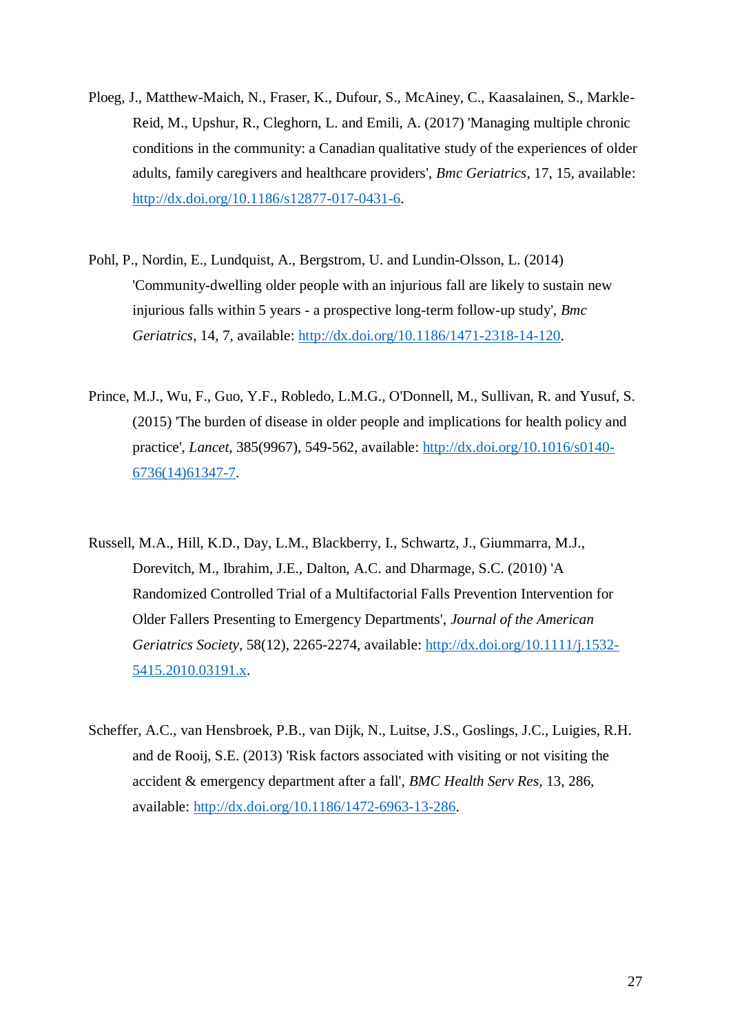Ploeg, J., Matthew-Maich, N., Fraser, K., Dufour, S., McAiney, C., Kaasalainen, S., Markle-Reid, M., Upshur, R., Cleghorn, L. and Emili, A. (2017) 'Managing multiple chronic conditions in the community: a Canadian qualitative study of the experiences of older adults, family caregivers and healthcare providers', *Bmc Geriatrics*, 17, 15, available: http://dx.doi.org/10.1186/s12877-017-0431-6.

Pohl, P., Nordin, E., Lundquist, A., Bergstrom, U. and Lundin-Olsson, L. (2014) 'Community-dwelling older people with an injurious fall are likely to sustain new injurious falls within 5 years - a prospective long-term follow-up study', *Bmc Geriatrics*, 14, 7, available: http://dx.doi.org/10.1186/1471-2318-14-120.

Prince, M.J., Wu, F., Guo, Y.F., Robledo, L.M.G., O'Donnell, M., Sullivan, R. and Yusuf, S. (2015) 'The burden of disease in older people and implications for health policy and practice', *Lancet*, 385(9967), 549-562, available: http://dx.doi.org/10.1016/s0140-6736(14)61347-7.

Russell, M.A., Hill, K.D., Day, L.M., Blackberry, I., Schwartz, J., Giummarra, M.J., Dorevitch, M., Ibrahim, J.E., Dalton, A.C. and Dharmage, S.C. (2010) 'A Randomized Controlled Trial of a Multifactorial Falls Prevention Intervention for Older Fallers Presenting to Emergency Departments', *Journal of the American Geriatrics Society*, 58(12), 2265-2274, available: http://dx.doi.org/10.1111/j.1532-5415.2010.03191.x.

Scheffer, A.C., van Hensbroek, P.B., van Dijk, N., Luitse, J.S., Goslings, J.C., Luigies, R.H. and de Rooij, S.E. (2013) 'Risk factors associated with visiting or not visiting the accident & emergency department after a fall', *BMC Health Serv Res*, 13, 286, available: http://dx.doi.org/10.1186/1472-6963-13-286.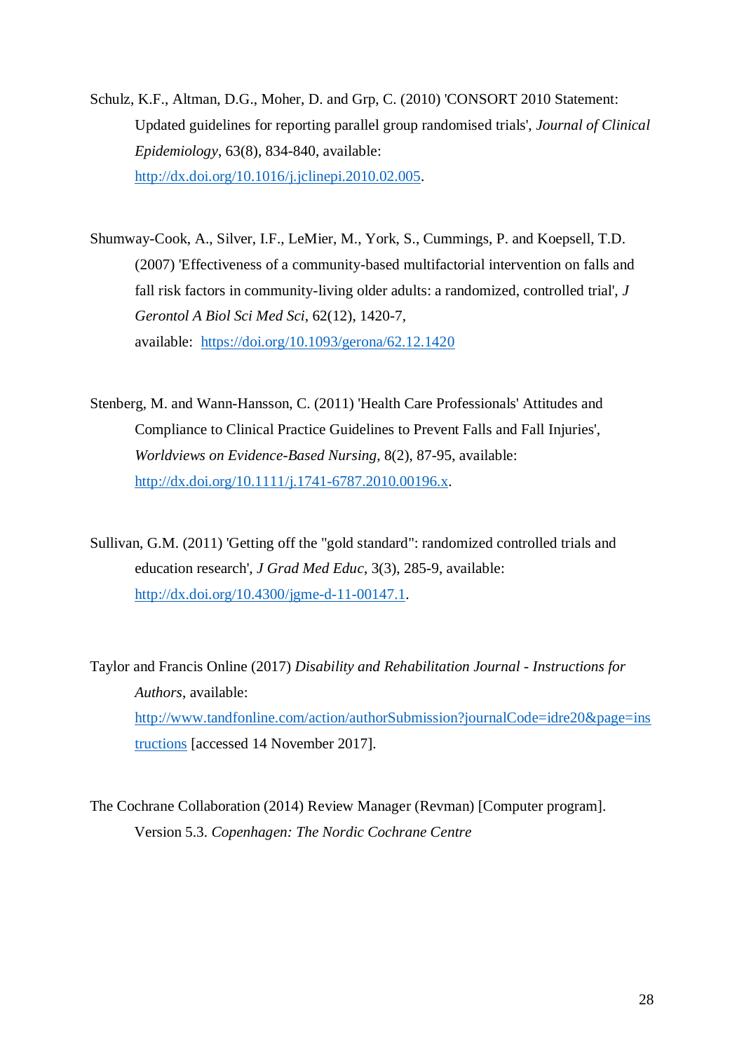Schulz, K.F., Altman, D.G., Moher, D. and Grp, C. (2010) 'CONSORT 2010 Statement: Updated guidelines for reporting parallel group randomised trials', *Journal of Clinical Epidemiology*, 63(8), 834-840, available: http://dx.doi.org/10.1016/j.jclinepi.2010.02.005.

Shumway-Cook, A., Silver, I.F., LeMier, M., York, S., Cummings, P. and Koepsell, T.D. (2007) 'Effectiveness of a community-based multifactorial intervention on falls and fall risk factors in community-living older adults: a randomized, controlled trial', *J Gerontol A Biol Sci Med Sci*, 62(12), 1420-7, available: https://doi.org/10.1093/gerona/62.12.1420

Stenberg, M. and Wann-Hansson, C. (2011) 'Health Care Professionals' Attitudes and Compliance to Clinical Practice Guidelines to Prevent Falls and Fall Injuries', *Worldviews on Evidence-Based Nursing*, 8(2), 87-95, available: http://dx.doi.org/10.1111/j.1741-6787.2010.00196.x.

Sullivan, G.M. (2011) 'Getting off the "gold standard": randomized controlled trials and education research', *J Grad Med Educ*, 3(3), 285-9, available: http://dx.doi.org/10.4300/jgme-d-11-00147.1.

Taylor and Francis Online (2017) *Disability and Rehabilitation Journal - Instructions for Authors*, available: http://www.tandfonline.com/action/authorSubmission?journalCode=idre20&page=instructions [accessed 14 November 2017].

The Cochrane Collaboration (2014) Review Manager (Revman) [Computer program]. Version 5.3. *Copenhagen: The Nordic Cochrane Centre*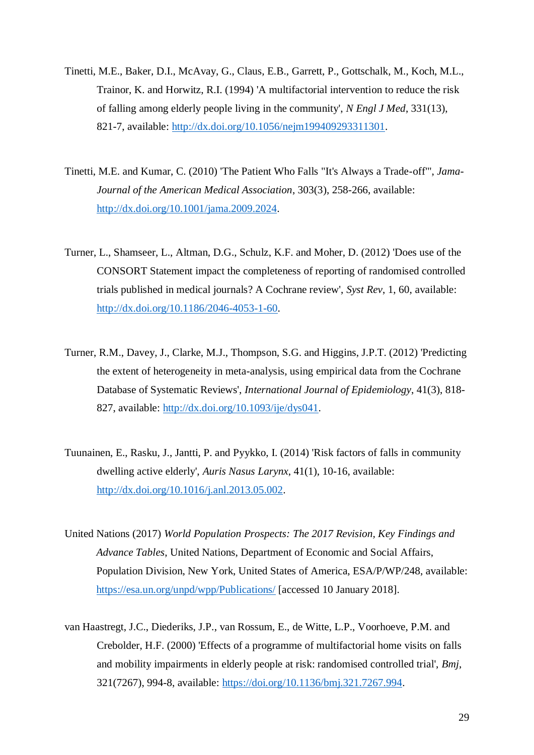Tinetti, M.E., Baker, D.I., McAvay, G., Claus, E.B., Garrett, P., Gottschalk, M., Koch, M.L., Trainor, K. and Horwitz, R.I. (1994) 'A multifactorial intervention to reduce the risk of falling among elderly people living in the community', *N Engl J Med*, 331(13), 821-7, available: http://dx.doi.org/10.1056/nejm199409293311301.

Tinetti, M.E. and Kumar, C. (2010) 'The Patient Who Falls "It's Always a Trade-off"', *Jama-Journal of the American Medical Association*, 303(3), 258-266, available: http://dx.doi.org/10.1001/jama.2009.2024.

Turner, L., Shamseer, L., Altman, D.G., Schulz, K.F. and Moher, D. (2012) 'Does use of the CONSORT Statement impact the completeness of reporting of randomised controlled trials published in medical journals? A Cochrane review', *Syst Rev*, 1, 60, available: http://dx.doi.org/10.1186/2046-4053-1-60.

Turner, R.M., Davey, J., Clarke, M.J., Thompson, S.G. and Higgins, J.P.T. (2012) 'Predicting the extent of heterogeneity in meta-analysis, using empirical data from the Cochrane Database of Systematic Reviews', *International Journal of Epidemiology*, 41(3), 818-827, available: http://dx.doi.org/10.1093/ije/dys041.

Tuunainen, E., Rasku, J., Jantti, P. and Pyykko, I. (2014) 'Risk factors of falls in community dwelling active elderly', *Auris Nasus Larynx*, 41(1), 10-16, available: http://dx.doi.org/10.1016/j.anl.2013.05.002.

United Nations (2017) *World Population Prospects: The 2017 Revision, Key Findings and Advance Tables*, United Nations, Department of Economic and Social Affairs, Population Division, New York, United States of America, ESA/P/WP/248, available: https://esa.un.org/unpd/wpp/Publications/ [accessed 10 January 2018].

van Haastregt, J.C., Diederiks, J.P., van Rossum, E., de Witte, L.P., Voorhoeve, P.M. and Crebolder, H.F. (2000) 'Effects of a programme of multifactorial home visits on falls and mobility impairments in elderly people at risk: randomised controlled trial', *Bmj*, 321(7267), 994-8, available: https://doi.org/10.1136/bmj.321.7267.994.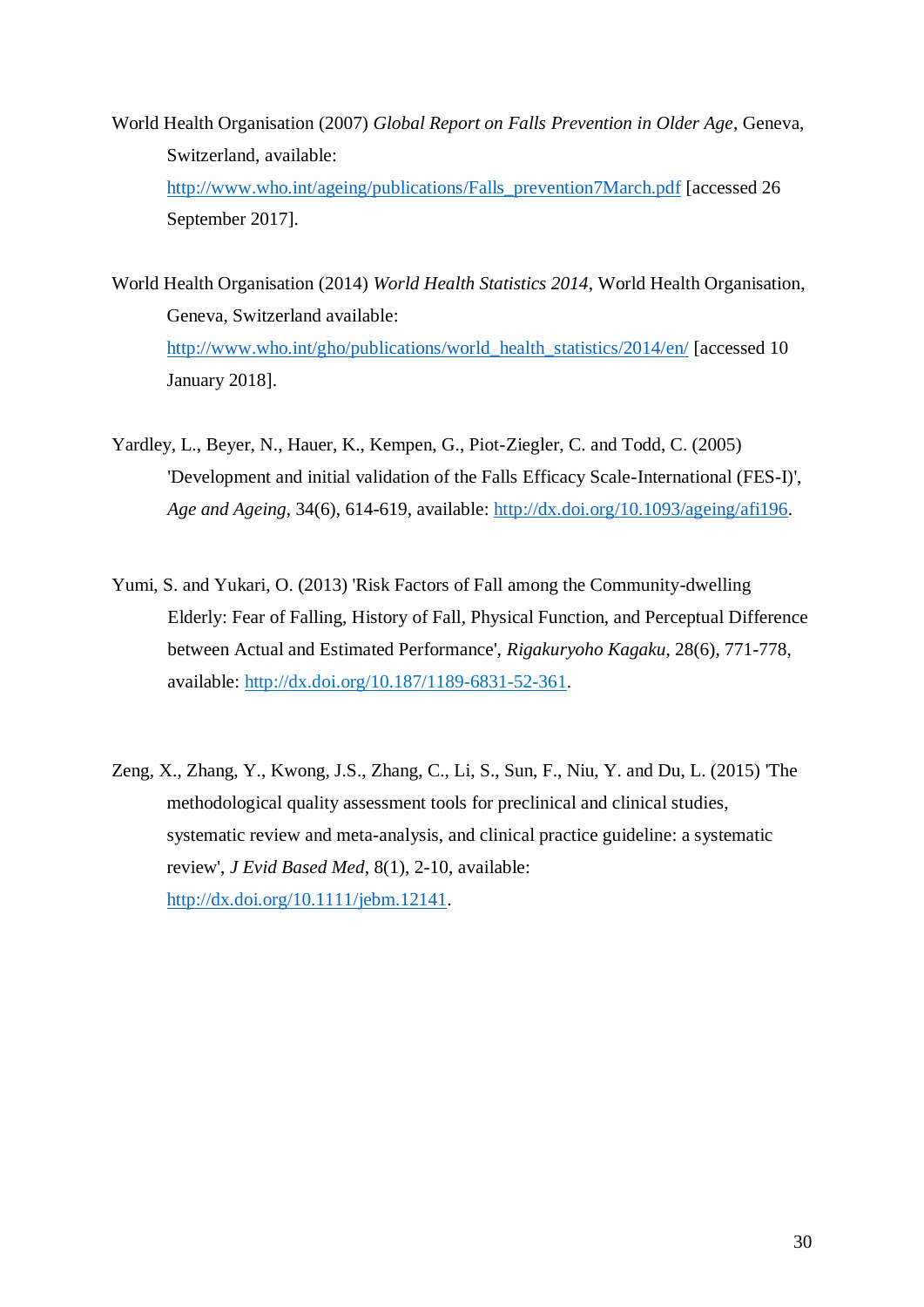World Health Organisation (2007) *Global Report on Falls Prevention in Older Age*, Geneva, Switzerland, available: http://www.who.int/ageing/publications/Falls_prevention7March.pdf [accessed 26 September 2017].

World Health Organisation (2014) *World Health Statistics 2014*, World Health Organisation, Geneva, Switzerland available: http://www.who.int/gho/publications/world_health_statistics/2014/en/ [accessed 10 January 2018].

Yardley, L., Beyer, N., Hauer, K., Kempen, G., Piot-Ziegler, C. and Todd, C. (2005) 'Development and initial validation of the Falls Efficacy Scale-International (FES-I)', *Age and Ageing*, 34(6), 614-619, available: http://dx.doi.org/10.1093/ageing/afi196.

Yumi, S. and Yukari, O. (2013) 'Risk Factors of Fall among the Community-dwelling Elderly: Fear of Falling, History of Fall, Physical Function, and Perceptual Difference between Actual and Estimated Performance', *Rigakuryoho Kagaku*, 28(6), 771-778, available: http://dx.doi.org/10.187/1189-6831-52-361.

Zeng, X., Zhang, Y., Kwong, J.S., Zhang, C., Li, S., Sun, F., Niu, Y. and Du, L. (2015) 'The methodological quality assessment tools for preclinical and clinical studies, systematic review and meta-analysis, and clinical practice guideline: a systematic review', *J Evid Based Med*, 8(1), 2-10, available: http://dx.doi.org/10.1111/jebm.12141.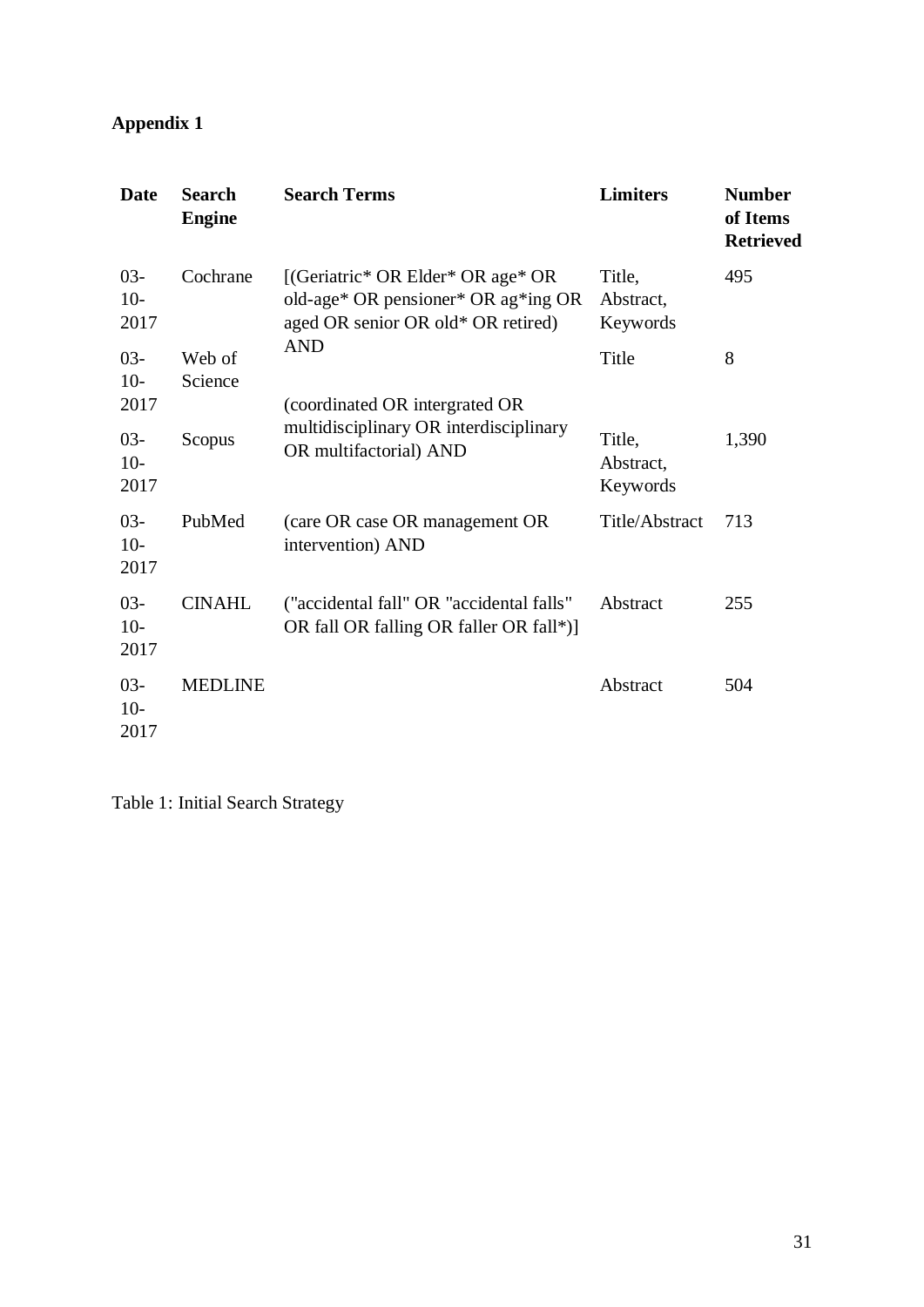**Appendix 1**

| Date | Search Engine | Search Terms | Limiters | Number of Items Retrieved |
|---|---|---|---|---|
| 03-10-2017 | Cochrane | [(Geriatric* OR Elder* OR age* OR old-age* OR pensioner* OR ag*ing OR aged OR senior OR old* OR retired) AND | Title, Abstract, Keywords | 495 |
| 03-10-2017 | Web of Science | (coordinated OR intergrated OR multidisciplinary OR interdisciplinary OR multifactorial) AND | Title | 8 |
| 03-10-2017 | Scopus | | Title, Abstract, Keywords | 1,390 |
| 03-10-2017 | PubMed | (care OR case OR management OR intervention) AND | Title/Abstract | 713 |
| 03-10-2017 | CINAHL | ("accidental fall" OR "accidental falls" OR fall OR falling OR faller OR fall*)] | Abstract | 255 |
| 03-10-2017 | MEDLINE | | Abstract | 504 |

Table 1: Initial Search Strategy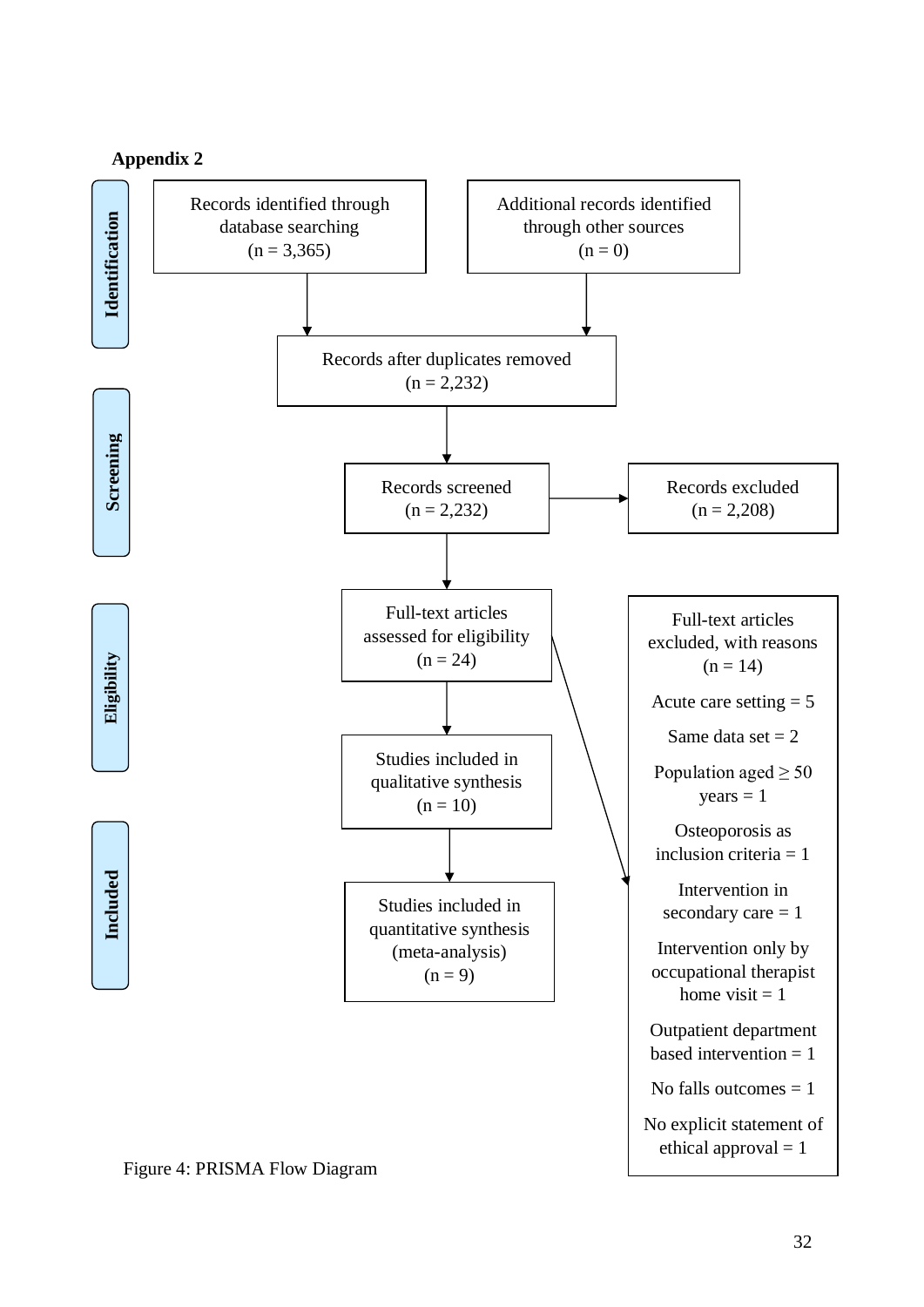**Appendix 2**

Identification

Records identified through database searching
(n = 3,365)

Additional records identified through other sources
(n = 0)

Records after duplicates removed
(n = 2,232)

Screening

Records screened
(n = 2,232)

Records excluded
(n = 2,208)

Eligibility

Full-text articles assessed for eligibility
(n = 24)

Full-text articles excluded, with reasons
(n = 14)

Acute care setting = 5

Same data set = 2

Population aged ≥ 50 years = 1

Osteoporosis as inclusion criteria = 1

Intervention in secondary care = 1

Intervention only by occupational therapist home visit = 1

Outpatient department based intervention = 1

No falls outcomes = 1

No explicit statement of ethical approval = 1

Included

Studies included in qualitative synthesis
(n = 10)

Studies included in quantitative synthesis (meta-analysis)
(n = 9)

Figure 4: PRISMA Flow Diagram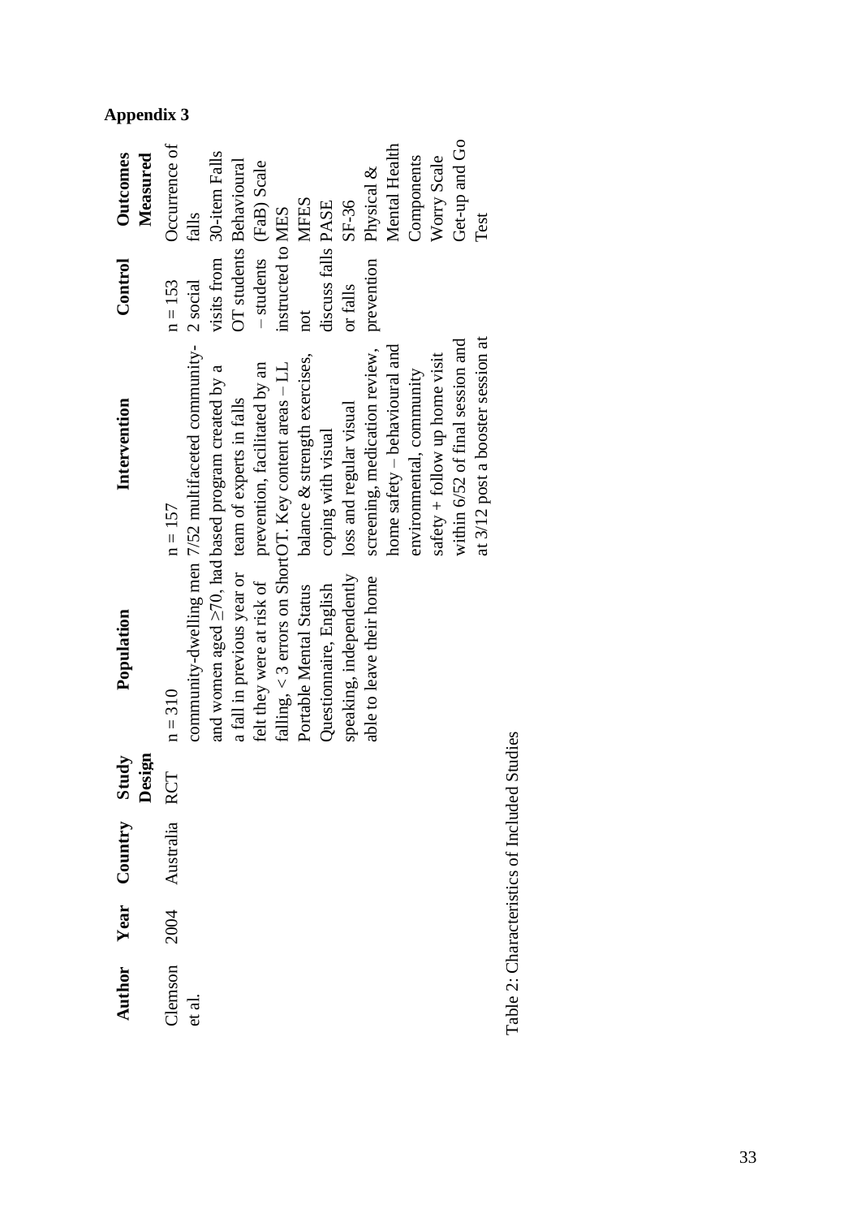## Appendix 3

| Author | Year | Country | Study Design | Population | Intervention | Control | Outcomes Measured |
|---|---|---|---|---|---|---|---|
| Clemson et al. | 2004 | Australia | RCT | n = 310 community-dwelling men and women aged ≥70, had a fall in previous year or felt they were at risk of falling, < 3 errors on Short Portable Mental Status Questionnaire, English speaking, independently able to leave their home | n = 157 7/52 multifaceted community-based program created by a team of experts in falls prevention, facilitated by an OT. Key content areas – LL balance & strength exercises, coping with visual loss and regular visual screening, medication review, home safety – behavioural and environmental, community safety + follow up home visit within 6/52 of final session and at 3/12 post a booster session at | n = 153 2 social visits from OT students – students instructed to not discuss falls or falls prevention | Occurrence of falls 30-item Falls Behavioural (FaB) Scale MES MFES PASE SF-36 Physical & Mental Health Components Worry Scale Get-up and Go Test |

Table 2: Characteristics of Included Studies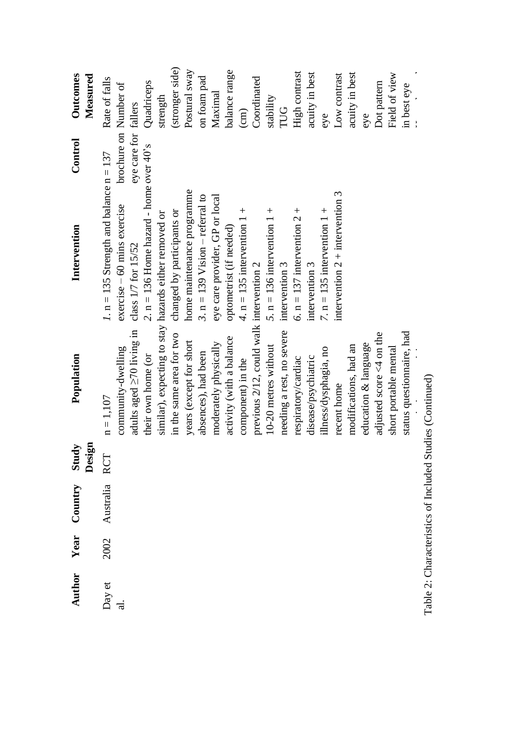| Author | Year | Country | Study Design | Population | Intervention | Control | Outcomes Measured |
|---|---|---|---|---|---|---|---|
| Day et al. | 2002 | Australia | RCT | n = 1,107 community-dwelling adults aged ≥70 living in their own home (or similar), expecting to stay in the same area for two years (except for short absences), had been moderately physically activity (with a balance component) in the previous 2/12, could walk 10-20 metres without needing a rest, no severe respiratory/cardiac disease/psychiatric illness/dysphagia, no recent home modifications, had an education & language adjusted score <4 on the short portable mental status questionnaire, had | 1. n = 135 Strength and balance exercise – 60 mins exercise class 1/7 for 15/52<br>2. n = 136 Home hazard - home hazards either removed or changed by participants or home maintenance programme<br>3. n = 139 Vision – referral to eye care provider, GP or local optometrist (if needed)<br>4. n = 135 intervention 1 + intervention 2<br>5. n = 136 intervention 1 + intervention 3<br>6. n = 137 intervention 2 + intervention 3<br>7. n = 135 intervention 1 + intervention 2 + intervention 3 | n = 137 brochure on eye care for over 40's | Rate of falls<br>Number of fallers<br>Quadriceps strength (stronger side)<br>Postural sway on foam pad<br>Maximal balance range (cm)<br>Coordinated stability<br>TUG<br>High contrast acuity in best eye<br>Low contrast acuity in best eye<br>Dot pattern<br>Field of view in best eye |

Table 2: Characteristics of Included Studies (Continued)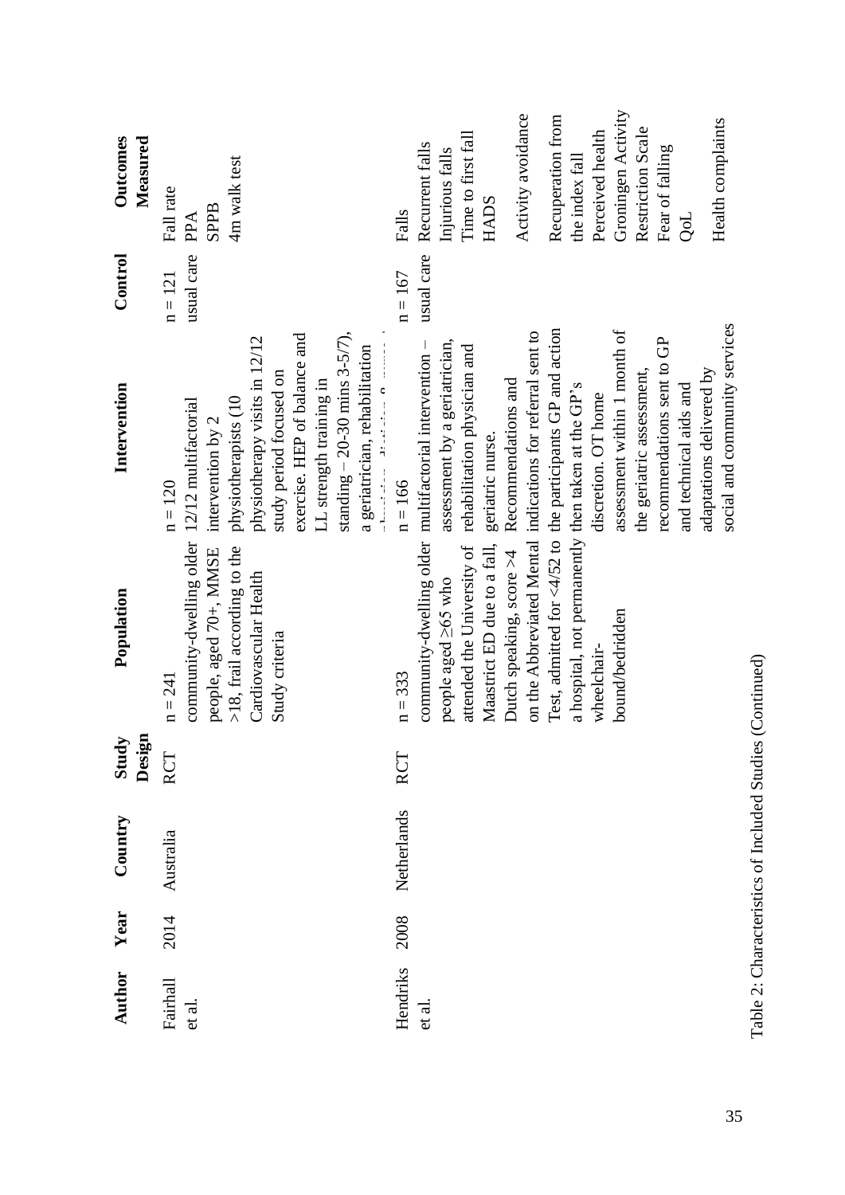| Author | Year | Country | Study Design | Population | Intervention | Control | Outcomes Measured |
|---|---|---|---|---|---|---|---|
| Fairhall et al. | 2014 | Australia | RCT | n = 241<br>community-dwelling older people, aged 70+, MMSE >18, frail according to the Cardiovascular Health Study criteria | n = 120<br>12/12 multifactorial intervention by 2 physiotherapists (10 physiotherapy visits in 12/12 study period focused on exercise. HEP of balance and LL strength training in standing – 20-30 mins 3-5/7), a geriatrician, rehabilitation physician, dietitian & nurse | n = 121<br>usual care | Fall rate<br>PPA<br>SPPB<br>4m walk test |
| Hendriks et al. | 2008 | Netherlands | RCT | n = 333<br>community-dwelling older people aged ≥65 who attended the University of Maastrict ED due to a fall, Dutch speaking, score >4 on the Abbreviated Mental Test, admitted for <4/52 to a hospital, not permanently wheelchair-bound/bedridden | n = 166<br>multifactorial intervention – assessment by a geriatrician, rehabilitation physician and geriatric nurse. Recommendations and indications for referral sent to the participants GP and action then taken at the GP's discretion. OT home assessment within 1 month of the geriatric assessment, recommendations sent to GP and technical aids and adaptations delivered by social and community services | n = 167<br>usual care | Falls<br>Recurrent falls<br>Injurious falls<br>Time to first fall<br>HADS<br>Activity avoidance<br>Recuperation from the index fall<br>Perceived health<br>Groningen Activity Restriction Scale<br>Fear of falling<br>QoL<br>Health complaints |

Table 2: Characteristics of Included Studies (Continued)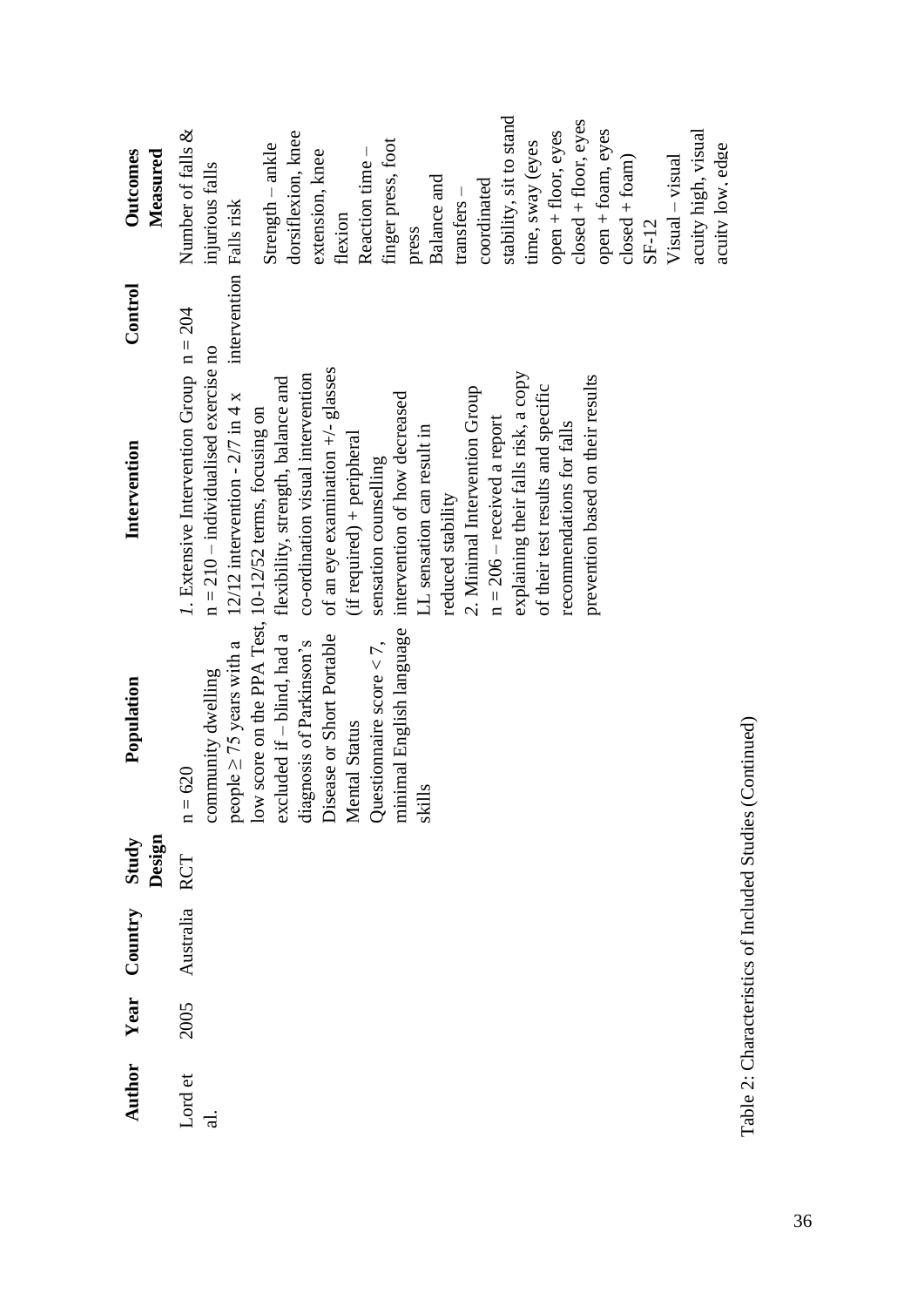| Author | Year | Country | Study Design | Population | Intervention | Control | Outcomes Measured |
|---|---|---|---|---|---|---|---|
| Lord et al. | 2005 | Australia | RCT | n = 620 community dwelling people ≥ 75 years with a low score on the PPA Test, excluded if – blind, had a diagnosis of Parkinson's Disease or Short Portable Mental Status Questionnaire score < 7, minimal English language skills | *1.* Extensive Intervention Group n = 210 – individualised exercise 12/12 intervention - 2/7 in 4 x 10-12/52 terms, focusing on flexibility, strength, balance and co-ordination visual intervention of an eye examination +/- glasses (if required) + peripheral sensation counselling intervention of how decreased LL sensation can result in reduced stability 2. Minimal Intervention Group n = 206 – received a report explaining their falls risk, a copy of their test results and specific recommendations for falls prevention based on their results | n = 204 no intervention | Number of falls & injurious falls Falls risk Strength – ankle dorsiflexion, knee extension, knee flexion Reaction time – finger press, foot press Balance and transfers – coordinated stability, sit to stand time, sway (eyes open + floor, eyes closed + floor, eyes open + foam, eyes closed + foam) SF-12 Visual – visual acuity high, visual acuity low, edge |

Table 2: Characteristics of Included Studies (Continued)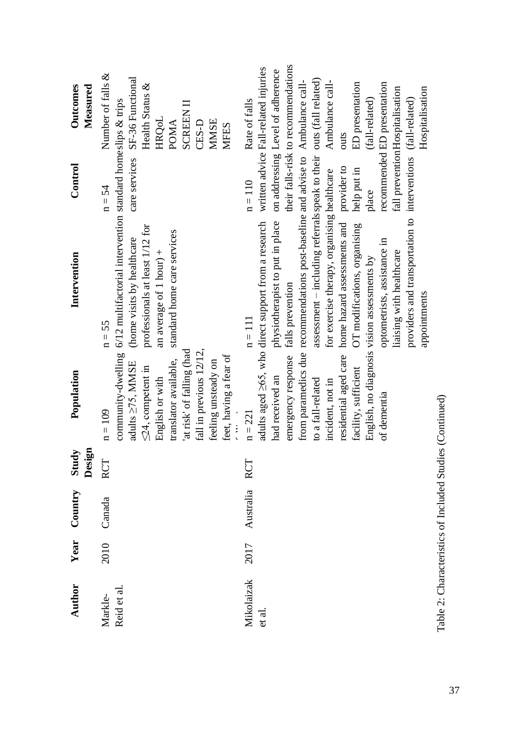| Author | Year | Country | Study Design | Population | Intervention | Control | Outcomes Measured |
|---|---|---|---|---|---|---|---|
| Markle-Reid et al. | 2010 | Canada | RCT | n = 109<br>community-dwelling adults ≥75, MMSE ≤24, competent in English or with translator available, 'at risk' of falling (had fall in previous 12/12, feeling unsteady on feet, having a fear of falling) | n = 55<br>6/12 multifactorial intervention (home visits by healthcare professionals at least 1/12 for an average of 1 hour) + standard home care services | n = 54<br>standard home care services | Number of falls & slips & trips<br>SF-36 Functional Health Status & HRQoL<br>POMA<br>SCREEN II<br>CES-D<br>MMSE<br>MFES |
| Mikolaizak et al. | 2017 | Australia | RCT | n = 221<br>adults aged ≥65, who had received an emergency response from paramedics due to a fall-related incident, not in residential aged care facility, sufficient English, no diagnosis of dementia | n = 111<br>direct support from a research physiotherapist to put in place falls prevention recommendations post-baseline assessment – including referrals for exercise therapy, organising home hazard assessments and OT modifications, organising vision assessments by optometrists, assistance in liaising with healthcare providers and transportation to appointments | n = 110<br>written advice on addressing their falls-risk and advise to speak to their healthcare provider to help put in place recommended fall prevention interventions | Rate of falls<br>Fall-related injuries<br>Level of adherence to recommendations<br>Ambulance call-outs (fall related)<br>Ambulance call-outs<br>ED presentation (fall-related)<br>ED presentation<br>Hospitalisation (fall-related)<br>Hospitalisation |

Table 2: Characteristics of Included Studies (Continued)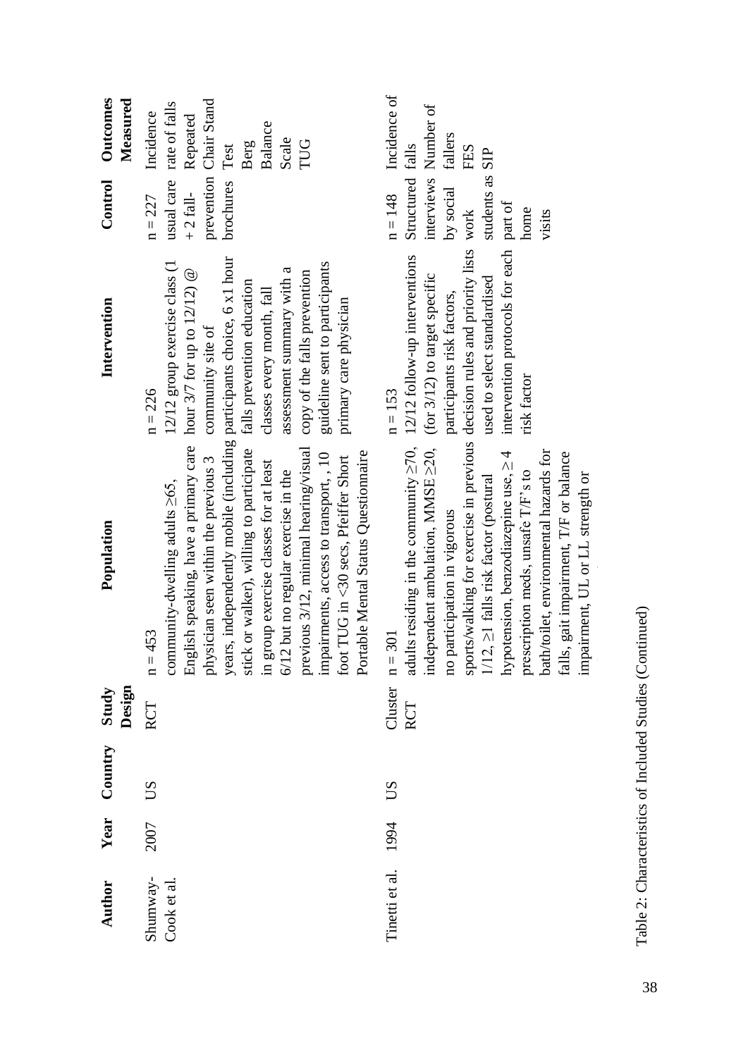| Author | Year | Country | Study Design | Population | Intervention | Control | Outcomes Measured |
|---|---|---|---|---|---|---|---|
| Shumway-Cook et al. | 2007 | US | RCT | n = 453<br>community-dwelling adults ≥65, English speaking, have a primary care physician seen within the previous 3 years, independently mobile (including stick or walker), willing to participate in group exercise classes for at least 6/12 but no regular exercise in the previous 3/12, minimal hearing/visual impairments, access to transport, , 10 foot TUG in <30 secs, Pfeiffer Short Portable Mental Status Questionnaire | n = 226<br>12/12 group exercise class (1 hour 3/7 for up to 12/12) @ community site of participants choice, 6 x1 hour falls prevention education classes every month, fall assessment summary with a copy of the falls prevention guideline sent to participants primary care physician | n = 227<br>usual care + 2 fall-prevention brochures | Incidence rate of falls<br>Repeated Chair Stand Test<br>Berg Balance Scale<br>TUG |
| Tinetti et al. | 1994 | US | Cluster RCT | n = 301<br>adults residing in the community ≥70, independent ambulation, MMSE ≥20, no participation in vigorous sports/walking for exercise in previous 1/12, ≥1 falls risk factor (postural hypotension, benzodiazepine use, ≥4 prescription meds, unsafe T/F's to bath/toilet, environmental hazards for falls, gait impairment, T/F or balance impairment, UL or LL strength or | n = 153<br>12/12 follow-up interventions (for 3/12) to target specific participants risk factors, decision rules and priority lists used to select standardised intervention protocols for each risk factor | n = 148<br>Structured interviews by social work students as part of home visits | Incidence of falls<br>Number of fallers<br>FES<br>SIP |

Table 2: Characteristics of Included Studies (Continued)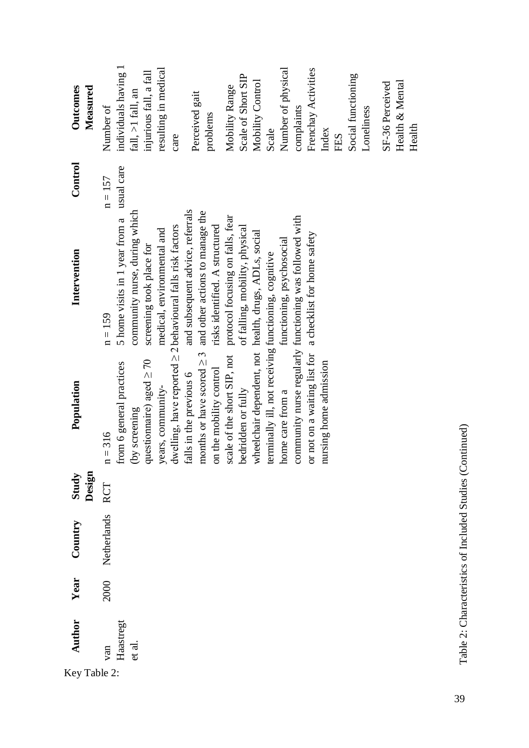| Author | Year | Country | Study Design | Population | Intervention | Control | Outcomes Measured |
|---|---|---|---|---|---|---|---|
| van Haastregt et al. | 2000 | Netherlands | RCT | n = 316 from 6 general practices (by screening questionnaire) aged ≥ 70 years, community-dwelling, have reported ≥ 2 falls in the previous 6 months or have scored ≥ 3 on the mobility control scale of the short SIP, not bedridden or fully wheelchair dependent, not terminally ill, not receiving home care from a community nurse regularly or not on a waiting list for nursing home admission | n = 159 5 home visits in 1 year from a community nurse, during which screening took place for medical, environmental and behavioural falls risk factors and subsequent advice, referrals and other actions to manage the risks identified. A structured protocol focusing on falls, fear of falling, mobility, physical health, drugs, ADLs, social functioning, cognitive functioning, psychosocial functioning was followed with a checklist for home safety | n = 157 usual care | Number of individuals having 1 fall, >1 fall, an injurious fall, a fall resulting in medical care<br><br>Perceived gait problems<br><br>Mobility Range Scale of Short SIP Mobility Control Scale<br>Number of physical complaints<br>Frenchay Activities Index<br>FES<br>Social functioning<br>Loneliness<br><br>SF-36 Perceived Health & Mental Health |

Key Table 2:

Table 2: Characteristics of Included Studies (Continued)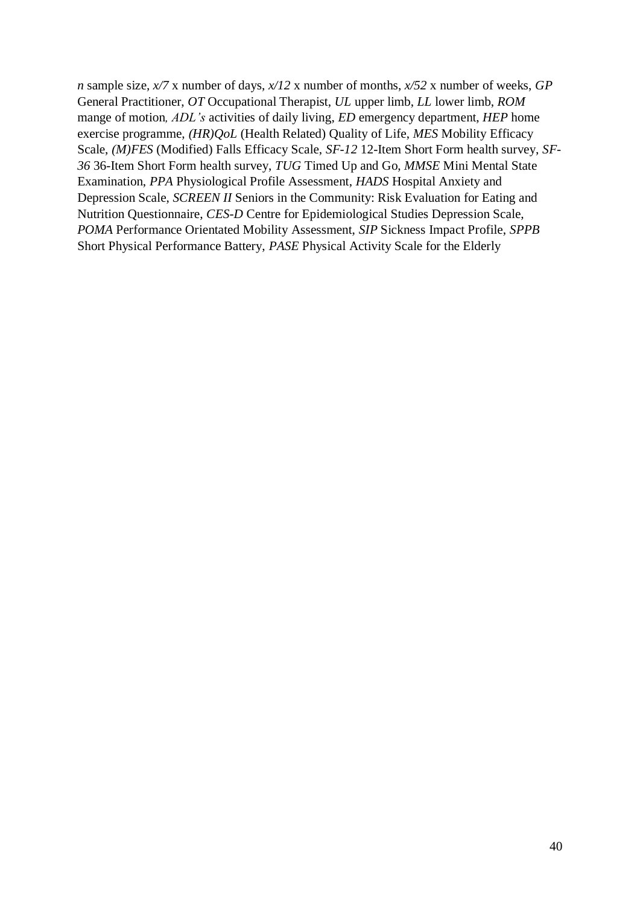*n* sample size, *x/7* x number of days, *x/12* x number of months, *x/52* x number of weeks, *GP* General Practitioner, *OT* Occupational Therapist, *UL* upper limb, *LL* lower limb, *ROM* mange of motion, *ADL's* activities of daily living, *ED* emergency department, *HEP* home exercise programme, *(HR)QoL* (Health Related) Quality of Life, *MES* Mobility Efficacy Scale, *(M)FES* (Modified) Falls Efficacy Scale, *SF-12* 12-Item Short Form health survey, *SF-36* 36-Item Short Form health survey, *TUG* Timed Up and Go, *MMSE* Mini Mental State Examination, *PPA* Physiological Profile Assessment, *HADS* Hospital Anxiety and Depression Scale, *SCREEN II* Seniors in the Community: Risk Evaluation for Eating and Nutrition Questionnaire, *CES-D* Centre for Epidemiological Studies Depression Scale, *POMA* Performance Orientated Mobility Assessment, *SIP* Sickness Impact Profile, *SPPB* Short Physical Performance Battery, *PASE* Physical Activity Scale for the Elderly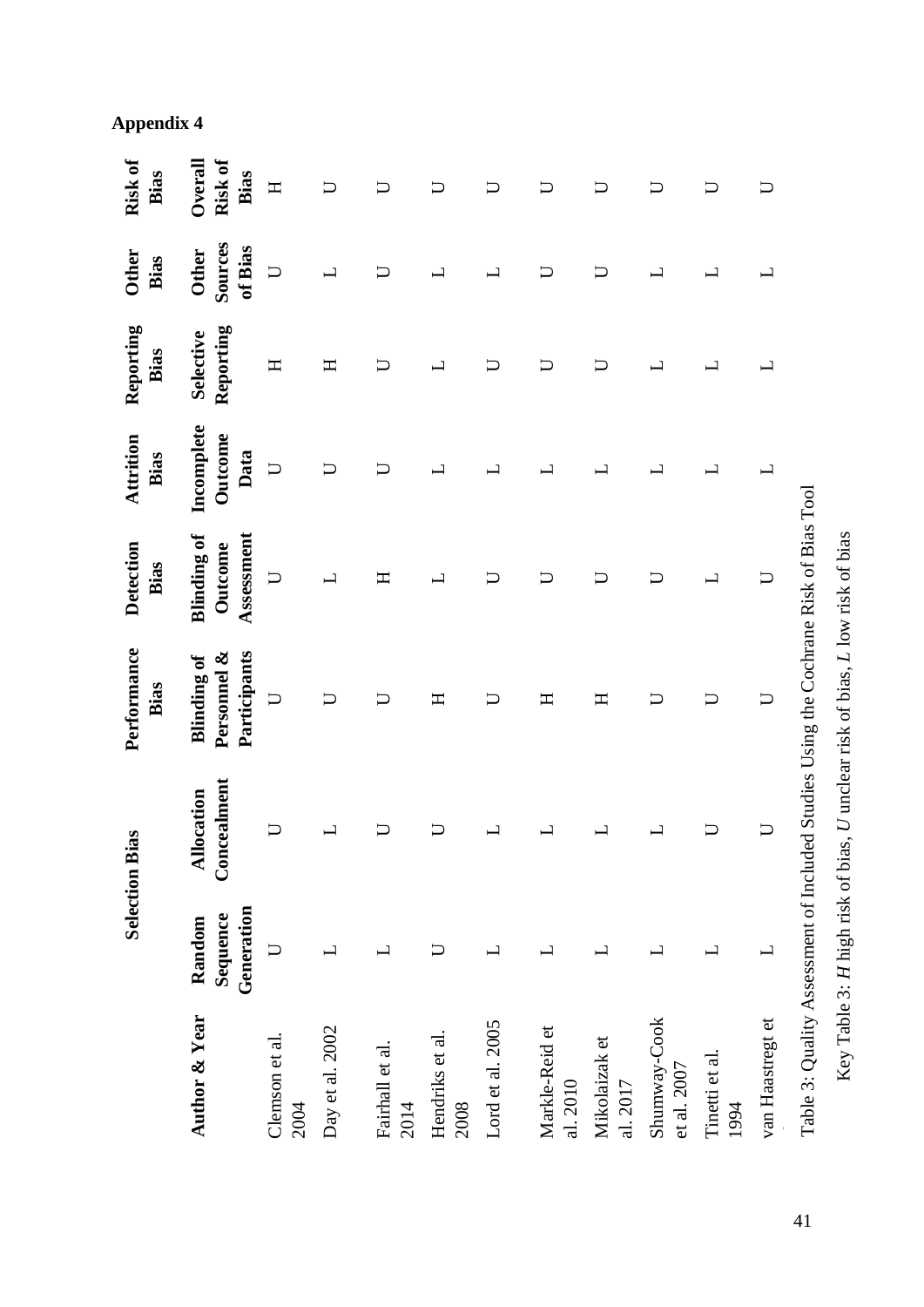## Appendix 4

| | Selection Bias | | Performance Bias | Detection Bias | Attrition Bias | Reporting Bias | Other Bias | Risk of Bias |
|---|---|---|---|---|---|---|---|---|
| **Author & Year** | **Random Sequence Generation** | **Allocation Concealment** | **Blinding of Personnel & Participants** | **Blinding of Outcome Assessment** | **Incomplete Outcome Data** | **Selective Reporting** | **Other Sources of Bias** | **Overall Risk of Bias** |
| Clemson et al. 2004 | U | U | U | U | U | H | U | H |
| Day et al. 2002 | L | L | U | L | U | H | L | U |
| Fairhall et al. 2014 | L | U | U | H | U | U | U | U |
| Hendriks et al. 2008 | U | U | H | L | L | L | L | U |
| Lord et al. 2005 | L | L | U | U | L | U | L | U |
| Markle-Reid et al. 2010 | L | L | H | U | L | U | U | U |
| Mikolaizak et al. 2017 | L | L | H | U | L | U | U | U |
| Shumway-Cook et al. 2007 | L | L | U | U | L | L | L | U |
| Tinetti et al. 1994 | L | U | U | L | L | L | L | U |
| van Haastregt et | L | U | U | U | L | L | L | U |

Table 3: Quality Assessment of Included Studies Using the Cochrane Risk of Bias Tool

Key Table 3: *H* high risk of bias, *U* unclear risk of bias, *L* low risk of bias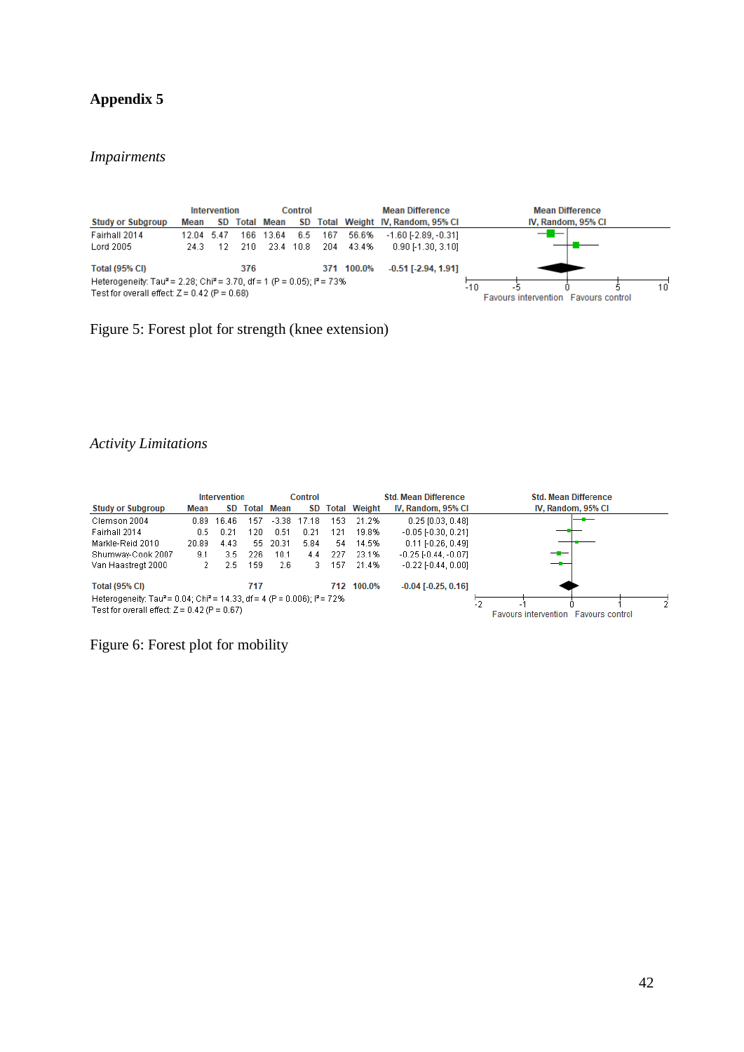# Appendix 5

## *Impairments*

| | Intervention | | | Control | | | | Mean Difference |
|---|---|---|---|---|---|---|---|---|
| Study or Subgroup | Mean | SD | Total | Mean | SD | Total | Weight | IV, Random, 95% CI |
| Fairhall 2014 | 12.04 | 5.47 | 166 | 13.64 | 6.5 | 167 | 56.6% | -1.60 [-2.89, -0.31] |
| Lord 2005 | 24.3 | 12 | 210 | 23.4 | 10.8 | 204 | 43.4% | 0.90 [-1.30, 3.10] |
| **Total (95% CI)** | | | **376** | | | **371** | **100.0%** | **-0.51 [-2.94, 1.91]** |

Heterogeneity: Tau² = 2.28; Chi² = 3.70, df = 1 (P = 0.05); I² = 73%

Test for overall effect: Z = 0.42 (P = 0.68)

Mean Difference

IV, Random, 95% CI

-10 -5 0 5 10

Favours intervention Favours control

Figure 5: Forest plot for strength (knee extension)

## *Activity Limitations*

| | Intervention | | | Control | | | | Std. Mean Difference |
|---|---|---|---|---|---|---|---|---|
| Study or Subgroup | Mean | SD | Total | Mean | SD | Total | Weight | IV, Random, 95% CI |
| Clemson 2004 | 0.89 | 16.46 | 157 | -3.38 | 17.18 | 153 | 21.2% | 0.25 [0.03, 0.48] |
| Fairhall 2014 | 0.5 | 0.21 | 120 | 0.51 | 0.21 | 121 | 19.8% | -0.05 [-0.30, 0.21] |
| Markle-Reid 2010 | 20.89 | 4.43 | 55 | 20.31 | 5.84 | 54 | 14.5% | 0.11 [-0.26, 0.49] |
| Shumway-Cook 2007 | 9.1 | 3.5 | 226 | 10.1 | 4.4 | 227 | 23.1% | -0.25 [-0.44, -0.07] |
| Van Haastregt 2000 | 2 | 2.5 | 159 | 2.6 | 3 | 157 | 21.4% | -0.22 [-0.44, 0.00] |
| **Total (95% CI)** | | | **717** | | | **712** | **100.0%** | **-0.04 [-0.25, 0.16]** |

Heterogeneity: Tau² = 0.04; Chi² = 14.33, df = 4 (P = 0.006); I² = 72%

Test for overall effect: Z = 0.42 (P = 0.67)

Std. Mean Difference

IV, Random, 95% CI

-2 -1 0 1 2

Favours intervention Favours control

Figure 6: Forest plot for mobility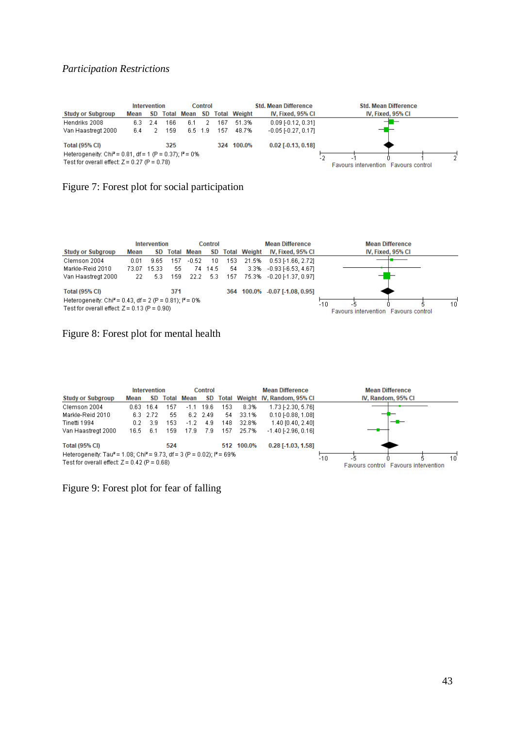*Participation Restrictions*

Intervention Control Std. Mean Difference Std. Mean Difference

Study or Subgroup Mean SD Total Mean SD Total Weight IV, Fixed, 95% CI IV, Fixed, 95% CI

Hendriks 2008 6.3 2.4 166 6.1 2 167 51.3% 0.09 [-0.12, 0.31]

Van Haastregt 2000 6.4 2 159 6.5 1.9 157 48.7% -0.05 [-0.27, 0.17]

Total (95% CI) 325 324 100.0% 0.02 [-0.13, 0.18]

Heterogeneity: Chi² = 0.81, df = 1 (P = 0.37); I² = 0%

Test for overall effect: Z = 0.27 (P = 0.78)

-2 -1 0 1 2

Favours intervention Favours control

Figure 7: Forest plot for social participation

Intervention Control Mean Difference Mean Difference

Study or Subgroup Mean SD Total Mean SD Total Weight IV, Fixed, 95% CI IV, Fixed, 95% CI

Clemson 2004 0.01 9.65 157 -0.52 10 153 21.5% 0.53 [-1.66, 2.72]

Markle-Reid 2010 73.07 15.33 55 74 14.5 54 3.3% -0.93 [-6.53, 4.67]

Van Haastregt 2000 22 5.3 159 22.2 5.3 157 75.3% -0.20 [-1.37, 0.97]

Total (95% CI) 371 364 100.0% -0.07 [-1.08, 0.95]

Heterogeneity: Chi² = 0.43, df = 2 (P = 0.81); I² = 0%

Test for overall effect: Z = 0.13 (P = 0.90)

-10 -5 0 5 10

Favours intervention Favours control

Figure 8: Forest plot for mental health

Intervention Control Mean Difference Mean Difference

Study or Subgroup Mean SD Total Mean SD Total Weight IV, Random, 95% CI IV, Random, 95% CI

Clemson 2004 0.63 16.4 157 -1.1 19.6 153 8.3% 1.73 [-2.30, 5.76]

Markle-Reid 2010 6.3 2.72 55 6.2 2.49 54 33.1% 0.10 [-0.88, 1.08]

Tinetti 1994 0.2 3.9 153 -1.2 4.9 148 32.8% 1.40 [0.40, 2.40]

Van Haastregt 2000 16.5 6.1 159 17.9 7.9 157 25.7% -1.40 [-2.96, 0.16]

Total (95% CI) 524 512 100.0% 0.28 [-1.03, 1.58]

Heterogeneity: Tau² = 1.08; Chi² = 9.73, df = 3 (P = 0.02); I² = 69%

Test for overall effect: Z = 0.42 (P = 0.68)

-10 -5 0 5 10

Favours control Favours intervention

Figure 9: Forest plot for fear of falling